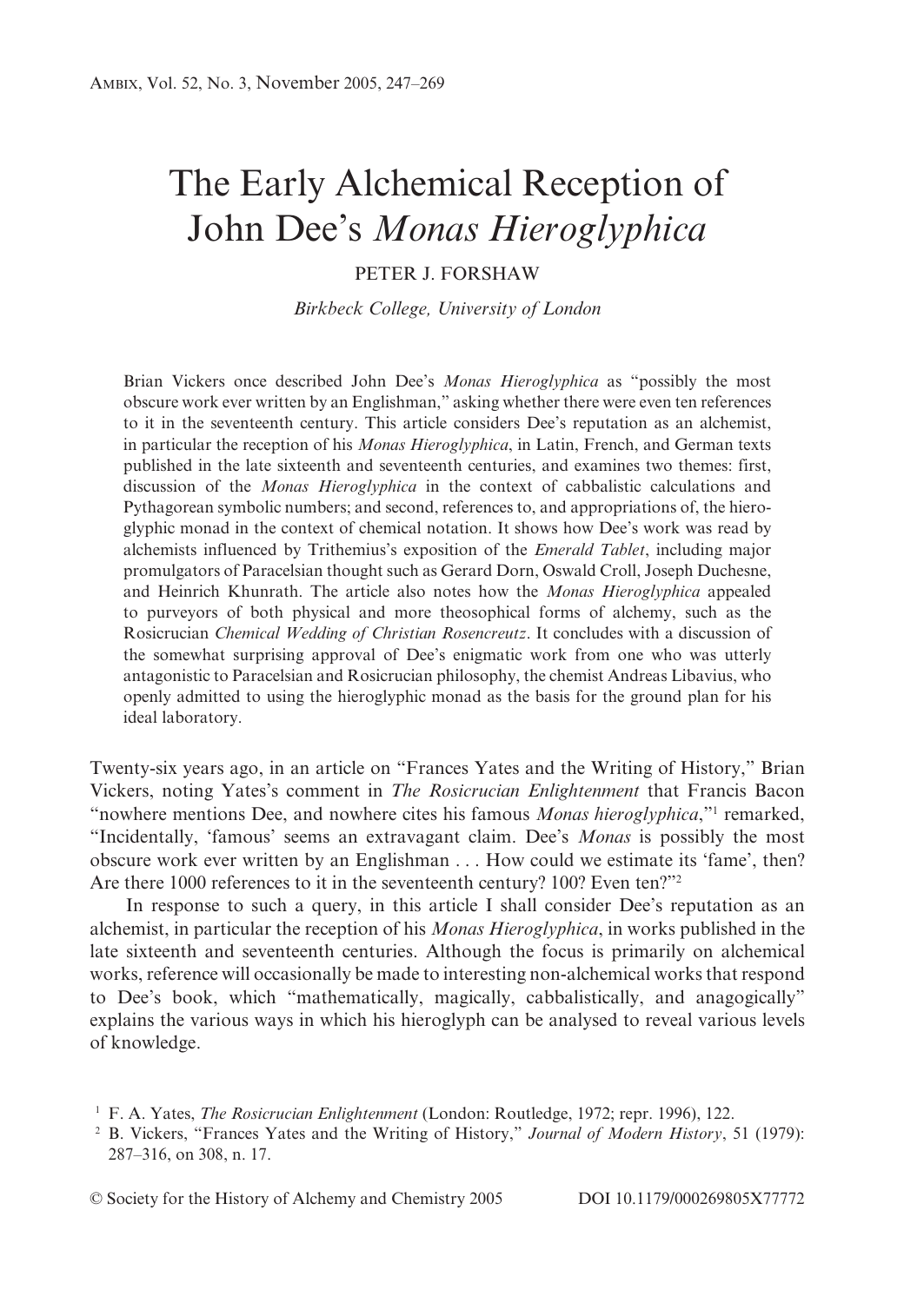# The Early Alchemical Reception of John Dee's *Monas Hieroglyphica*

PETER J. FORSHAW

*Birkbeck College, University of London*

Brian Vickers once described John Dee's *Monas Hieroglyphica* as "possibly the most obscure work ever written by an Englishman," asking whether there were even ten references to it in the seventeenth century. This article considers Dee's reputation as an alchemist, in particular the reception of his *Monas Hieroglyphica*, in Latin, French, and German texts published in the late sixteenth and seventeenth centuries, and examines two themes: first, discussion of the *Monas Hieroglyphica* in the context of cabbalistic calculations and Pythagorean symbolic numbers; and second, references to, and appropriations of, the hieroglyphic monad in the context of chemical notation. It shows how Dee's work was read by alchemists influenced by Trithemius's exposition of the *Emerald Tablet*, including major promulgators of Paracelsian thought such as Gerard Dorn, Oswald Croll, Joseph Duchesne, and Heinrich Khunrath. The article also notes how the *Monas Hieroglyphica* appealed to purveyors of both physical and more theosophical forms of alchemy, such as the Rosicrucian *Chemical Wedding of Christian Rosencreutz*. It concludes with a discussion of the somewhat surprising approval of Dee's enigmatic work from one who was utterly antagonistic to Paracelsian and Rosicrucian philosophy, the chemist Andreas Libavius, who openly admitted to using the hieroglyphic monad as the basis for the ground plan for his ideal laboratory.

Twenty-six years ago, in an article on "Frances Yates and the Writing of History," Brian Vickers, noting Yates's comment in *The Rosicrucian Enlightenment* that Francis Bacon "nowhere mentions Dee, and nowhere cites his famous *Monas hieroglyphica*,"[1] remarked, "Incidentally, 'famous' seems an extravagant claim. Dee's *Monas* is possibly the most obscure work ever written by an Englishman . . . How could we estimate its 'fame', then? Are there 1000 references to it in the seventeenth century? 100? Even ten?"[2]

In response to such a query, in this article I shall consider Dee's reputation as an alchemist, in particular the reception of his *Monas Hieroglyphica*, in works published in the late sixteenth and seventeenth centuries. Although the focus is primarily on alchemical works, reference will occasionally be made to interesting non-alchemical works that respond to Dee's book, which "mathematically, magically, cabbalistically, and anagogically" explains the various ways in which his hieroglyph can be analysed to reveal various levels of knowledge.

[1] F. A. Yates, *The Rosicrucian Enlightenment* (London: Routledge, 1972; repr. 1996), 122.

[2] B. Vickers, "Frances Yates and the Writing of History," *Journal of Modern History*, 51 (1979): 287–316, on 308, n. 17.

© Society for the History of Alchemy and Chemistry 2005 DOI 10.1179/000269805X77772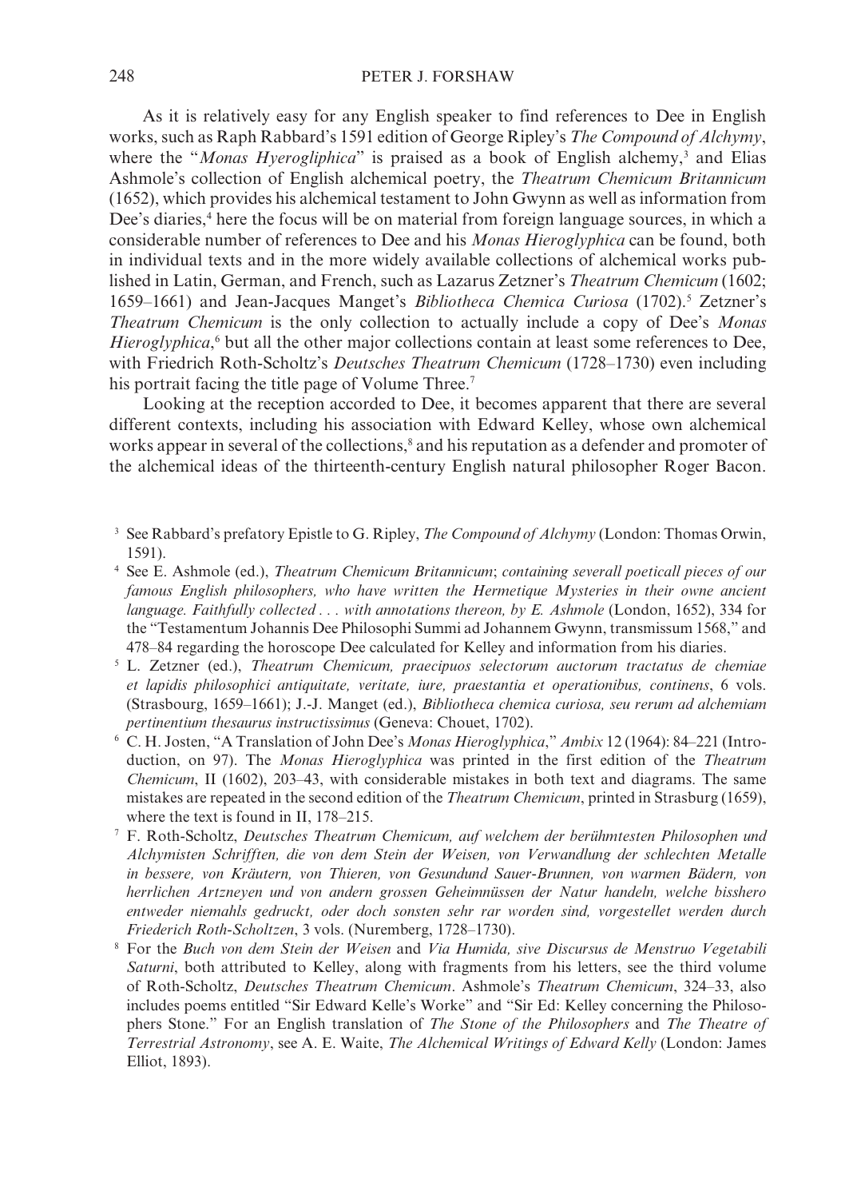As it is relatively easy for any English speaker to find references to Dee in English works, such as Raph Rabbard's 1591 edition of George Ripley's *The Compound of Alchymy*, where the "*Monas Hyerogliphica*" is praised as a book of English alchemy,[3] and Elias Ashmole's collection of English alchemical poetry, the *Theatrum Chemicum Britannicum* (1652), which provides his alchemical testament to John Gwynn as well as information from Dee's diaries,[4] here the focus will be on material from foreign language sources, in which a considerable number of references to Dee and his *Monas Hieroglyphica* can be found, both in individual texts and in the more widely available collections of alchemical works published in Latin, German, and French, such as Lazarus Zetzner's *Theatrum Chemicum* (1602; 1659–1661) and Jean-Jacques Manget's *Bibliotheca Chemica Curiosa* (1702).[5] Zetzner's *Theatrum Chemicum* is the only collection to actually include a copy of Dee's *Monas Hieroglyphica*,[6] but all the other major collections contain at least some references to Dee, with Friedrich Roth-Scholtz's *Deutsches Theatrum Chemicum* (1728–1730) even including his portrait facing the title page of Volume Three.[7]

Looking at the reception accorded to Dee, it becomes apparent that there are several different contexts, including his association with Edward Kelley, whose own alchemical works appear in several of the collections,[8] and his reputation as a defender and promoter of the alchemical ideas of the thirteenth-century English natural philosopher Roger Bacon.

[3] See Rabbard's prefatory Epistle to G. Ripley, *The Compound of Alchymy* (London: Thomas Orwin, 1591).

[4] See E. Ashmole (ed.), *Theatrum Chemicum Britannicum*; *containing severall poeticall pieces of our famous English philosophers, who have written the Hermetique Mysteries in their owne ancient language. Faithfully collected . . . with annotations thereon, by E. Ashmole* (London, 1652), 334 for the "Testamentum Johannis Dee Philosophi Summi ad Johannem Gwynn, transmissum 1568," and 478–84 regarding the horoscope Dee calculated for Kelley and information from his diaries.

[5] L. Zetzner (ed.), *Theatrum Chemicum, praecipuos selectorum auctorum tractatus de chemiae et lapidis philosophici antiquitate, veritate, iure, praestantia et operationibus, continens*, 6 vols. (Strasbourg, 1659–1661); J.-J. Manget (ed.), *Bibliotheca chemica curiosa, seu rerum ad alchemiam pertinentium thesaurus instructissimus* (Geneva: Chouet, 1702).

[6] C. H. Josten, "A Translation of John Dee's *Monas Hieroglyphica*," *Ambix* 12 (1964): 84–221 (Introduction, on 97). The *Monas Hieroglyphica* was printed in the first edition of the *Theatrum Chemicum*, II (1602), 203–43, with considerable mistakes in both text and diagrams. The same mistakes are repeated in the second edition of the *Theatrum Chemicum*, printed in Strasburg (1659), where the text is found in II, 178–215.

[7] F. Roth-Scholtz, *Deutsches Theatrum Chemicum, auf welchem der berühmtesten Philosophen und Alchymisten Schrifften, die von dem Stein der Weisen, von Verwandlung der schlechten Metalle in bessere, von Kräutern, von Thieren, von Gesundund Sauer-Brunnen, von warmen Bädern, von herrlichen Artzneyen und von andern grossen Geheimnüssen der Natur handeln, welche bisshero entweder niemahls gedruckt, oder doch sonsten sehr rar worden sind, vorgestellet werden durch Friederich Roth-Scholtzen*, 3 vols. (Nuremberg, 1728–1730).

[8] For the *Buch von dem Stein der Weisen* and *Via Humida, sive Discursus de Menstruo Vegetabili Saturni*, both attributed to Kelley, along with fragments from his letters, see the third volume of Roth-Scholtz, *Deutsches Theatrum Chemicum*. Ashmole's *Theatrum Chemicum*, 324–33, also includes poems entitled "Sir Edward Kelle's Worke" and "Sir Ed: Kelley concerning the Philosophers Stone." For an English translation of *The Stone of the Philosophers* and *The Theatre of Terrestrial Astronomy*, see A. E. Waite, *The Alchemical Writings of Edward Kelly* (London: James Elliot, 1893).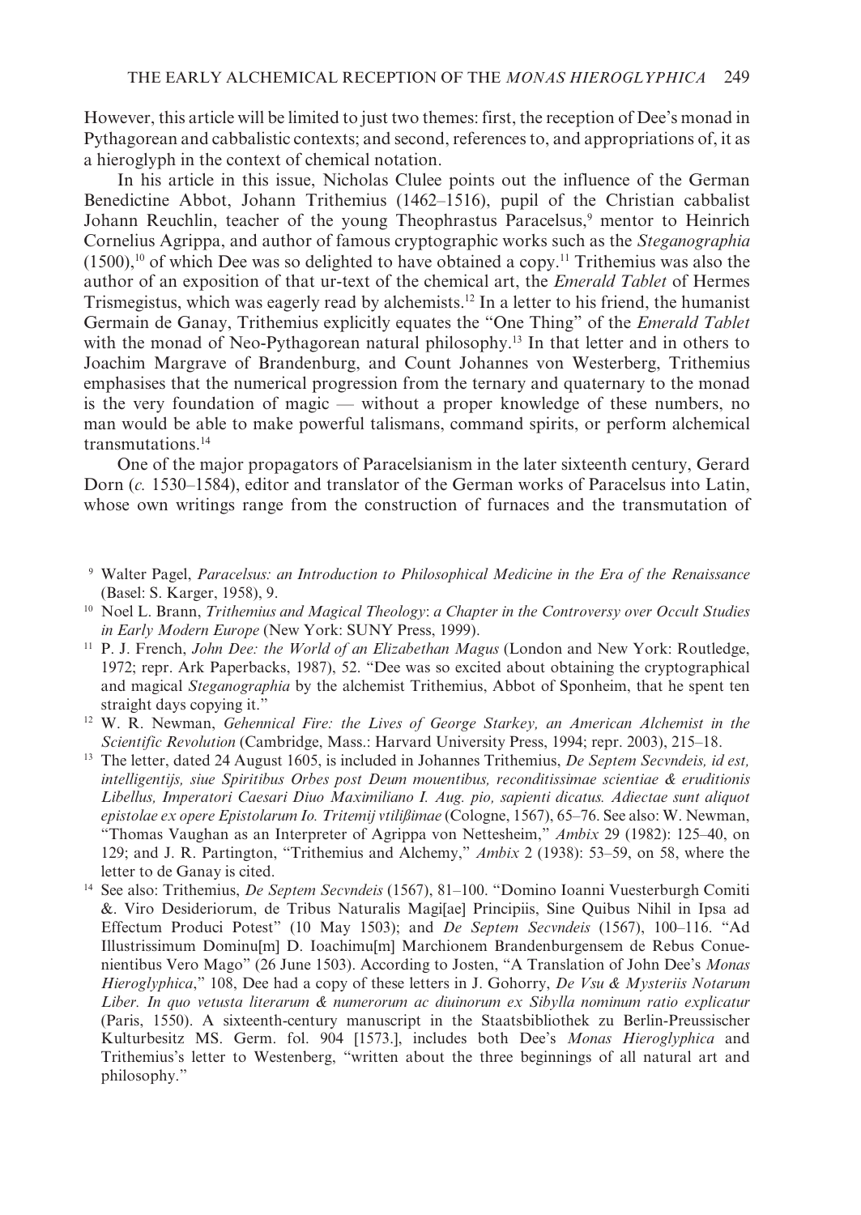However, this article will be limited to just two themes: first, the reception of Dee's monad in Pythagorean and cabbalistic contexts; and second, references to, and appropriations of, it as a hieroglyph in the context of chemical notation.

In his article in this issue, Nicholas Clulee points out the influence of the German Benedictine Abbot, Johann Trithemius (1462–1516), pupil of the Christian cabbalist Johann Reuchlin, teacher of the young Theophrastus Paracelsus,[9] mentor to Heinrich Cornelius Agrippa, and author of famous cryptographic works such as the *Steganographia* (1500),[10] of which Dee was so delighted to have obtained a copy.[11] Trithemius was also the author of an exposition of that ur-text of the chemical art, the *Emerald Tablet* of Hermes Trismegistus, which was eagerly read by alchemists.[12] In a letter to his friend, the humanist Germain de Ganay, Trithemius explicitly equates the "One Thing" of the *Emerald Tablet* with the monad of Neo-Pythagorean natural philosophy.[13] In that letter and in others to Joachim Margrave of Brandenburg, and Count Johannes von Westerberg, Trithemius emphasises that the numerical progression from the ternary and quaternary to the monad is the very foundation of magic — without a proper knowledge of these numbers, no man would be able to make powerful talismans, command spirits, or perform alchemical transmutations.[14]

One of the major propagators of Paracelsianism in the later sixteenth century, Gerard Dorn (*c.* 1530–1584), editor and translator of the German works of Paracelsus into Latin, whose own writings range from the construction of furnaces and the transmutation of

[9] Walter Pagel, *Paracelsus: an Introduction to Philosophical Medicine in the Era of the Renaissance* (Basel: S. Karger, 1958), 9.

[10] Noel L. Brann, *Trithemius and Magical Theology*: *a Chapter in the Controversy over Occult Studies in Early Modern Europe* (New York: SUNY Press, 1999).

[11] P. J. French, *John Dee: the World of an Elizabethan Magus* (London and New York: Routledge, 1972; repr. Ark Paperbacks, 1987), 52. "Dee was so excited about obtaining the cryptographical and magical *Steganographia* by the alchemist Trithemius, Abbot of Sponheim, that he spent ten straight days copying it."

[12] W. R. Newman, *Gehennical Fire: the Lives of George Starkey, an American Alchemist in the Scientific Revolution* (Cambridge, Mass.: Harvard University Press, 1994; repr. 2003), 215–18.

[13] The letter, dated 24 August 1605, is included in Johannes Trithemius, *De Septem Secvndeis, id est, intelligentijs, siue Spiritibus Orbes post Deum mouentibus, reconditissimae scientiae & eruditionis Libellus, Imperatori Caesari Diuo Maximiliano I. Aug. pio, sapienti dicatus. Adiectae sunt aliquot epistolae ex opere Epistolarum Io. Tritemij vtilißimae* (Cologne, 1567), 65–76. See also: W. Newman, "Thomas Vaughan as an Interpreter of Agrippa von Nettesheim," *Ambix* 29 (1982): 125–40, on 129; and J. R. Partington, "Trithemius and Alchemy," *Ambix* 2 (1938): 53–59, on 58, where the letter to de Ganay is cited.

[14] See also: Trithemius, *De Septem Secvndeis* (1567), 81–100. "Domino Ioanni Vuesterburgh Comiti &. Viro Desideriorum, de Tribus Naturalis Magi[ae] Principiis, Sine Quibus Nihil in Ipsa ad Effectum Produci Potest" (10 May 1503); and *De Septem Secvndeis* (1567), 100–116. "Ad Illustrissimum Dominu[m] D. Ioachimu[m] Marchionem Brandenburgensem de Rebus Conuenientibus Vero Mago" (26 June 1503). According to Josten, "A Translation of John Dee's *Monas Hieroglyphica*," 108, Dee had a copy of these letters in J. Gohorry, *De Vsu & Mysteriis Notarum Liber. In quo vetusta literarum & numerorum ac diuinorum ex Sibylla nominum ratio explicatur* (Paris, 1550). A sixteenth-century manuscript in the Staatsbibliothek zu Berlin-Preussischer Kulturbesitz MS. Germ. fol. 904 [1573.], includes both Dee's *Monas Hieroglyphica* and Trithemius's letter to Westenberg, "written about the three beginnings of all natural art and philosophy."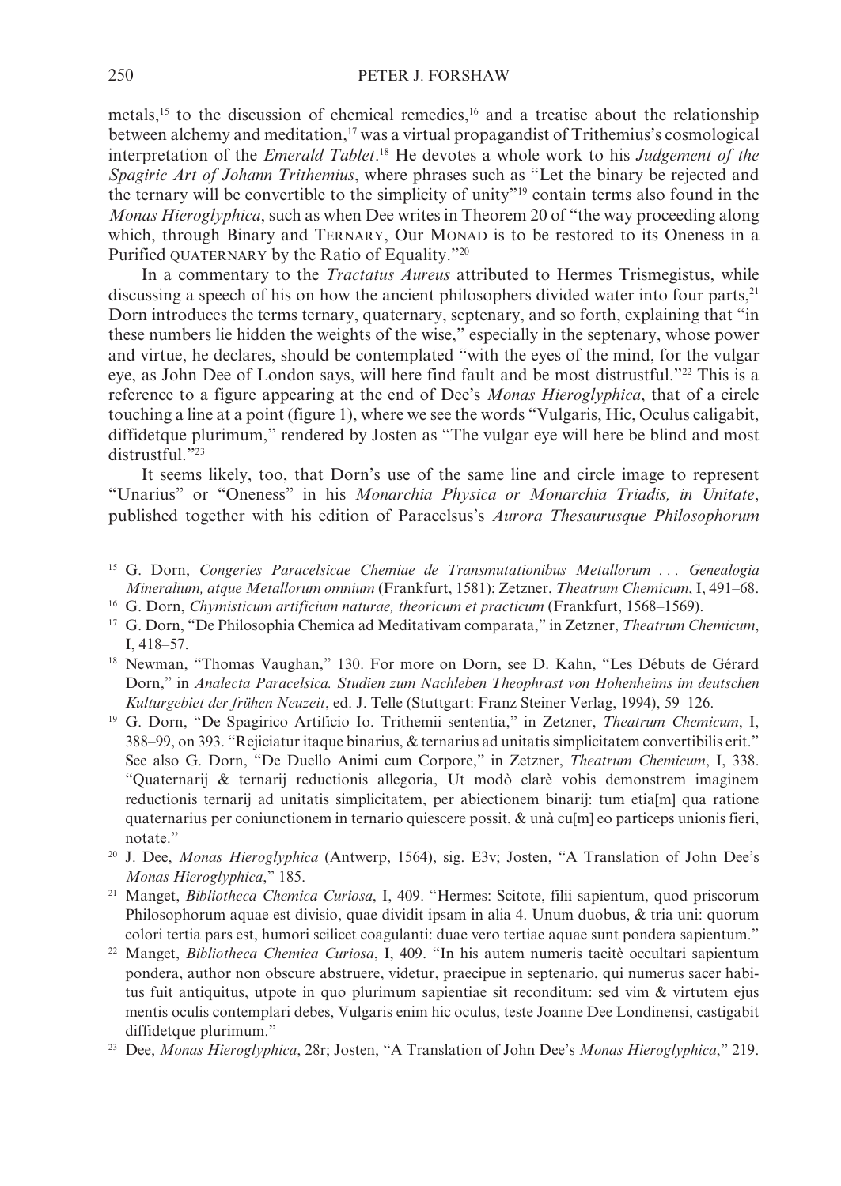metals,[15] to the discussion of chemical remedies,[16] and a treatise about the relationship between alchemy and meditation,[17] was a virtual propagandist of Trithemius's cosmological interpretation of the *Emerald Tablet*.[18] He devotes a whole work to his *Judgement of the Spagiric Art of Johann Trithemius*, where phrases such as "Let the binary be rejected and the ternary will be convertible to the simplicity of unity"[19] contain terms also found in the *Monas Hieroglyphica*, such as when Dee writes in Theorem 20 of "the way proceeding along which, through Binary and TERNARY, Our MONAD is to be restored to its Oneness in a Purified QUATERNARY by the Ratio of Equality."[20]

In a commentary to the *Tractatus Aureus* attributed to Hermes Trismegistus, while discussing a speech of his on how the ancient philosophers divided water into four parts,[21] Dorn introduces the terms ternary, quaternary, septenary, and so forth, explaining that "in these numbers lie hidden the weights of the wise," especially in the septenary, whose power and virtue, he declares, should be contemplated "with the eyes of the mind, for the vulgar eye, as John Dee of London says, will here find fault and be most distrustful."[22] This is a reference to a figure appearing at the end of Dee's *Monas Hieroglyphica*, that of a circle touching a line at a point (figure 1), where we see the words "Vulgaris, Hic, Oculus caligabit, diffidetque plurimum," rendered by Josten as "The vulgar eye will here be blind and most distrustful."[23]

It seems likely, too, that Dorn's use of the same line and circle image to represent "Unarius" or "Oneness" in his *Monarchia Physica or Monarchia Triadis, in Unitate*, published together with his edition of Paracelsus's *Aurora Thesaurusque Philosophorum*

[15] G. Dorn, *Congeries Paracelsicae Chemiae de Transmutationibus Metallorum . . . Genealogia Mineralium, atque Metallorum omnium* (Frankfurt, 1581); Zetzner, *Theatrum Chemicum*, I, 491–68.

[16] G. Dorn, *Chymisticum artificium naturae, theoricum et practicum* (Frankfurt, 1568–1569).

[17] G. Dorn, "De Philosophia Chemica ad Meditativam comparata," in Zetzner, *Theatrum Chemicum*, I, 418–57.

[18] Newman, "Thomas Vaughan," 130. For more on Dorn, see D. Kahn, "Les Débuts de Gérard Dorn," in *Analecta Paracelsica. Studien zum Nachleben Theophrast von Hohenheims im deutschen Kulturgebiet der frühen Neuzeit*, ed. J. Telle (Stuttgart: Franz Steiner Verlag, 1994), 59–126.

[19] G. Dorn, "De Spagirico Artificio Io. Trithemii sententia," in Zetzner, *Theatrum Chemicum*, I, 388–99, on 393. "Rejiciatur itaque binarius, & ternarius ad unitatis simplicitatem convertibilis erit." See also G. Dorn, "De Duello Animi cum Corpore," in Zetzner, *Theatrum Chemicum*, I, 338. "Quaternarij & ternarij reductionis allegoria, Ut modò clarè vobis demonstrem imaginem reductionis ternarij ad unitatis simplicitatem, per abiectionem binarij: tum etia[m] qua ratione quaternarius per coniunctionem in ternario quiescere possit, & unà cu[m] eo particeps unionis fieri, notate."

[20] J. Dee, *Monas Hieroglyphica* (Antwerp, 1564), sig. E3v; Josten, "A Translation of John Dee's *Monas Hieroglyphica*," 185.

[21] Manget, *Bibliotheca Chemica Curiosa*, I, 409. "Hermes: Scitote, filii sapientum, quod priscorum Philosophorum aquae est divisio, quae dividit ipsam in alia 4. Unum duobus, & tria uni: quorum colori tertia pars est, humori scilicet coagulanti: duae vero tertiae aquae sunt pondera sapientum."

[22] Manget, *Bibliotheca Chemica Curiosa*, I, 409. "In his autem numeris tacitè occultari sapientum pondera, author non obscure abstruere, videtur, praecipue in septenario, qui numerus sacer habitus fuit antiquitus, utpote in quo plurimum sapientiae sit reconditum: sed vim & virtutem ejus mentis oculis contemplari debes, Vulgaris enim hic oculus, teste Joanne Dee Londinensi, castigabit diffidetque plurimum."

[23] Dee, *Monas Hieroglyphica*, 28r; Josten, "A Translation of John Dee's *Monas Hieroglyphica*," 219.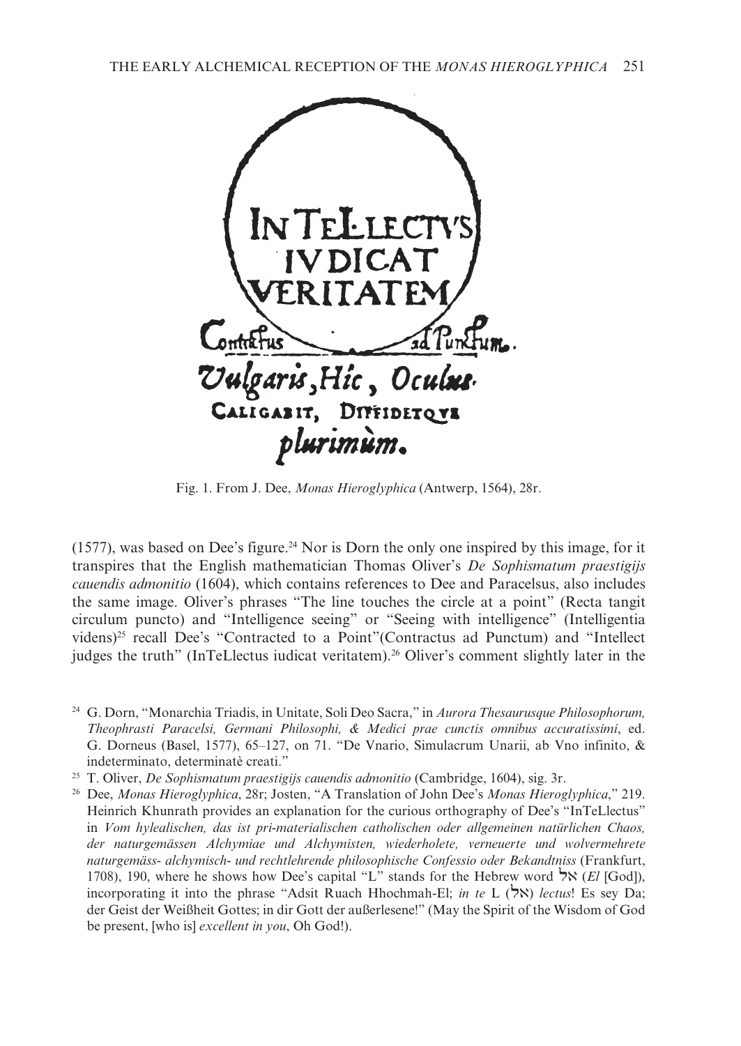IN TELLECTVS IVDICAT VERITATEM

Contractus ad Punctum.

Vulgaris, Hic, Oculus. CALIGABIT, DIFFIDETQVE plurimùm.

Fig. 1. From J. Dee, *Monas Hieroglyphica* (Antwerp, 1564), 28r.

(1577), was based on Dee's figure.[24] Nor is Dorn the only one inspired by this image, for it transpires that the English mathematician Thomas Oliver's *De Sophismatum praestigijs cauendis admonitio* (1604), which contains references to Dee and Paracelsus, also includes the same image. Oliver's phrases "The line touches the circle at a point" (Recta tangit circulum puncto) and "Intelligence seeing" or "Seeing with intelligence" (Intelligentia videns)[25] recall Dee's "Contracted to a Point"(Contractus ad Punctum) and "Intellect judges the truth" (InTeLlectus iudicat veritatem).[26] Oliver's comment slightly later in the

[24] G. Dorn, "Monarchia Triadis, in Unitate, Soli Deo Sacra," in *Aurora Thesaurusque Philosophorum, Theophrasti Paracelsi, Germani Philosophi, & Medici prae cunctis omnibus accuratissimi*, ed. G. Dorneus (Basel, 1577), 65–127, on 71. "De Vnario, Simulacrum Unarii, ab Vno infinito, & indeterminato, determinatè creati."

[25] T. Oliver, *De Sophismatum praestigijs cauendis admonitio* (Cambridge, 1604), sig. 3r.

[26] Dee, *Monas Hieroglyphica*, 28r; Josten, "A Translation of John Dee's *Monas Hieroglyphica*," 219. Heinrich Khunrath provides an explanation for the curious orthography of Dee's "InTeLlectus" in *Vom hylealischen, das ist pri-materialischen catholischen oder allgemeinen natürlichen Chaos, der naturgemässen Alchymiae und Alchymisten, wiederholete, verneuerte und wolvermehrete naturgemäss- alchymisch- und rechtlehrende philosophische Confessio oder Bekandtniss* (Frankfurt, 1708), 190, where he shows how Dee's capital "L" stands for the Hebrew word אל (*El* [God]), incorporating it into the phrase "Adsit Ruach Hhochmah-El; *in te* L (אל) *lectus*! Es sey Da; der Geist der Weißheit Gottes; in dir Gott der außerlesene!" (May the Spirit of the Wisdom of God be present, [who is] *excellent in you*, Oh God!).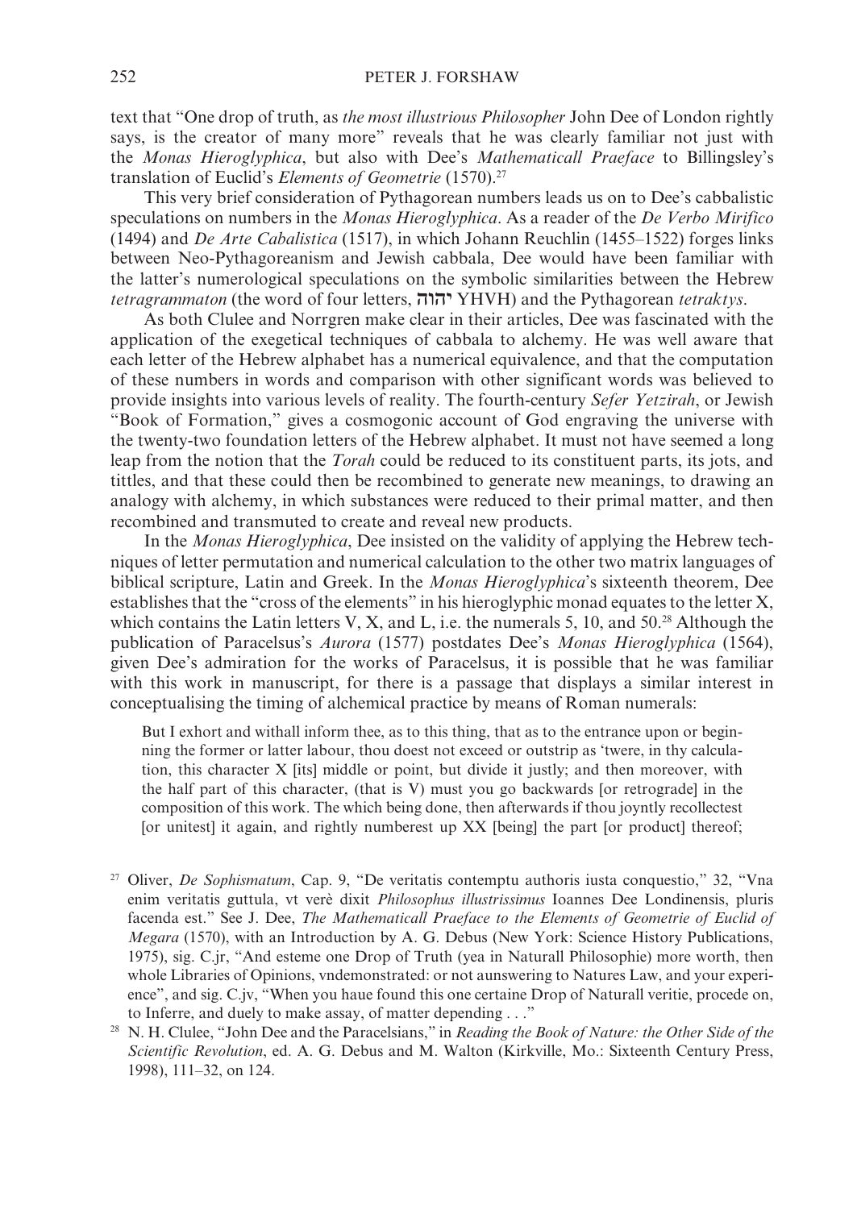text that "One drop of truth, as *the most illustrious Philosopher* John Dee of London rightly says, is the creator of many more" reveals that he was clearly familiar not just with the *Monas Hieroglyphica*, but also with Dee's *Mathematicall Praeface* to Billingsley's translation of Euclid's *Elements of Geometrie* (1570).[27]

This very brief consideration of Pythagorean numbers leads us on to Dee's cabbalistic speculations on numbers in the *Monas Hieroglyphica*. As a reader of the *De Verbo Mirifico* (1494) and *De Arte Cabalistica* (1517), in which Johann Reuchlin (1455–1522) forges links between Neo-Pythagoreanism and Jewish cabbala, Dee would have been familiar with the latter's numerological speculations on the symbolic similarities between the Hebrew *tetragrammaton* (the word of four letters, יהוה YHVH) and the Pythagorean *tetraktys*.

As both Clulee and Norrgren make clear in their articles, Dee was fascinated with the application of the exegetical techniques of cabbala to alchemy. He was well aware that each letter of the Hebrew alphabet has a numerical equivalence, and that the computation of these numbers in words and comparison with other significant words was believed to provide insights into various levels of reality. The fourth-century *Sefer Yetzirah*, or Jewish "Book of Formation," gives a cosmogonic account of God engraving the universe with the twenty-two foundation letters of the Hebrew alphabet. It must not have seemed a long leap from the notion that the *Torah* could be reduced to its constituent parts, its jots, and tittles, and that these could then be recombined to generate new meanings, to drawing an analogy with alchemy, in which substances were reduced to their primal matter, and then recombined and transmuted to create and reveal new products.

In the *Monas Hieroglyphica*, Dee insisted on the validity of applying the Hebrew techniques of letter permutation and numerical calculation to the other two matrix languages of biblical scripture, Latin and Greek. In the *Monas Hieroglyphica*'s sixteenth theorem, Dee establishes that the "cross of the elements" in his hieroglyphic monad equates to the letter X, which contains the Latin letters V, X, and L, i.e. the numerals 5, 10, and 50.[28] Although the publication of Paracelsus's *Aurora* (1577) postdates Dee's *Monas Hieroglyphica* (1564), given Dee's admiration for the works of Paracelsus, it is possible that he was familiar with this work in manuscript, for there is a passage that displays a similar interest in conceptualising the timing of alchemical practice by means of Roman numerals:

> But I exhort and withall inform thee, as to this thing, that as to the entrance upon or beginning the former or latter labour, thou doest not exceed or outstrip as 'twere, in thy calculation, this character X [its] middle or point, but divide it justly; and then moreover, with the half part of this character, (that is V) must you go backwards [or retrograde] in the composition of this work. The which being done, then afterwards if thou joyntly recollectest [or unitest] it again, and rightly numberest up XX [being] the part [or product] thereof;

[27] Oliver, *De Sophismatum*, Cap. 9, "De veritatis contemptu authoris iusta conquestio," 32, "Vna enim veritatis guttula, vt verè dixit *Philosophus illustrissimus* Ioannes Dee Londinensis, pluris facenda est." See J. Dee, *The Mathematicall Praeface to the Elements of Geometrie of Euclid of Megara* (1570), with an Introduction by A. G. Debus (New York: Science History Publications, 1975), sig. C.jr, "And esteme one Drop of Truth (yea in Naturall Philosophie) more worth, then whole Libraries of Opinions, vndemonstrated: or not aunswering to Natures Law, and your experience", and sig. C.jv, "When you haue found this one certaine Drop of Naturall veritie, procede on, to Inferre, and duely to make assay, of matter depending . . ."

[28] N. H. Clulee, "John Dee and the Paracelsians," in *Reading the Book of Nature: the Other Side of the Scientific Revolution*, ed. A. G. Debus and M. Walton (Kirkville, Mo.: Sixteenth Century Press, 1998), 111–32, on 124.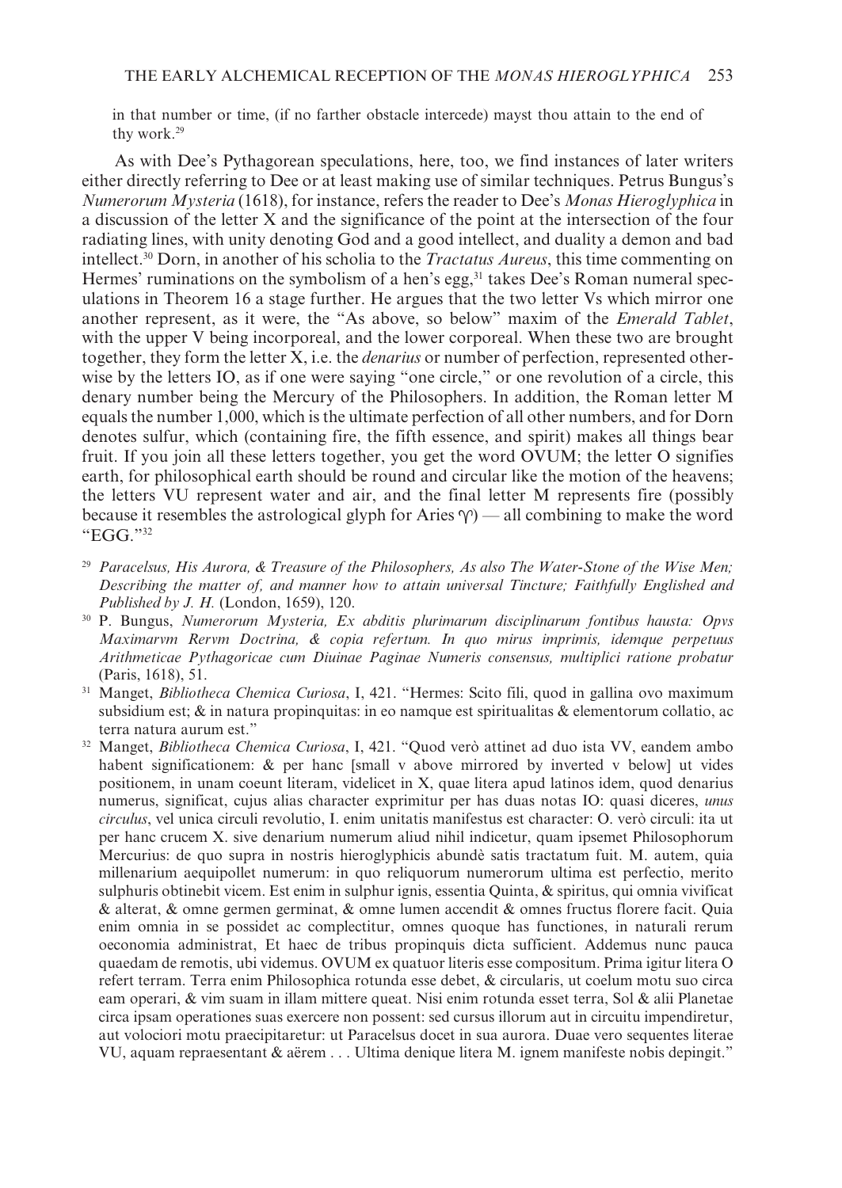in that number or time, (if no farther obstacle intercede) mayst thou attain to the end of thy work.[29]

As with Dee's Pythagorean speculations, here, too, we find instances of later writers either directly referring to Dee or at least making use of similar techniques. Petrus Bungus's *Numerorum Mysteria* (1618), for instance, refers the reader to Dee's *Monas Hieroglyphica* in a discussion of the letter X and the significance of the point at the intersection of the four radiating lines, with unity denoting God and a good intellect, and duality a demon and bad intellect.[30] Dorn, in another of his scholia to the *Tractatus Aureus*, this time commenting on Hermes' ruminations on the symbolism of a hen's egg,[31] takes Dee's Roman numeral speculations in Theorem 16 a stage further. He argues that the two letter Vs which mirror one another represent, as it were, the "As above, so below" maxim of the *Emerald Tablet*, with the upper V being incorporeal, and the lower corporeal. When these two are brought together, they form the letter X, i.e. the *denarius* or number of perfection, represented otherwise by the letters IO, as if one were saying "one circle," or one revolution of a circle, this denary number being the Mercury of the Philosophers. In addition, the Roman letter M equals the number 1,000, which is the ultimate perfection of all other numbers, and for Dorn denotes sulfur, which (containing fire, the fifth essence, and spirit) makes all things bear fruit. If you join all these letters together, you get the word OVUM; the letter O signifies earth, for philosophical earth should be round and circular like the motion of the heavens; the letters VU represent water and air, and the final letter M represents fire (possibly because it resembles the astrological glyph for Aries ♈) — all combining to make the word "EGG."[32]

[29] *Paracelsus, His Aurora, & Treasure of the Philosophers, As also The Water-Stone of the Wise Men; Describing the matter of, and manner how to attain universal Tincture; Faithfully Englished and Published by J. H.* (London, 1659), 120.

[30] P. Bungus, *Numerorum Mysteria, Ex abditis plurimarum disciplinarum fontibus hausta: Opvs Maximarvm Rervm Doctrina, & copia refertum. In quo mirus imprimis, idemque perpetuus Arithmeticae Pythagoricae cum Diuinae Paginae Numeris consensus, multiplici ratione probatur* (Paris, 1618), 51.

[31] Manget, *Bibliotheca Chemica Curiosa*, I, 421. "Hermes: Scito fili, quod in gallina ovo maximum subsidium est; & in natura propinquitas: in eo namque est spiritualitas & elementorum collatio, ac terra natura aurum est."

[32] Manget, *Bibliotheca Chemica Curiosa*, I, 421. "Quod verò attinet ad duo ista VV, eandem ambo habent significationem: & per hanc [small v above mirrored by inverted v below] ut vides positionem, in unam coeunt literam, videlicet in X, quae litera apud latinos idem, quod denarius numerus, significat, cujus alias character exprimitur per has duas notas IO: quasi diceres, *unus circulus*, vel unica circuli revolutio, I. enim unitatis manifestus est character: O. verò circuli: ita ut per hanc crucem X. sive denarium numerum aliud nihil indicetur, quam ipsemet Philosophorum Mercurius: de quo supra in nostris hieroglyphicis abundè satis tractatum fuit. M. autem, quia millenarium aequipollet numerum: in quo reliquorum numerorum ultima est perfectio, merito sulphuris obtinebit vicem. Est enim in sulphur ignis, essentia Quinta, & spiritus, qui omnia vivificat & alterat, & omne germen germinat, & omne lumen accendit & omnes fructus florere facit. Quia enim omnia in se possidet ac complectitur, omnes quoque has functiones, in naturali rerum oeconomia administrat, Et haec de tribus propinquis dicta sufficient. Addemus nunc pauca quaedam de remotis, ubi videmus. OVUM ex quatuor literis esse compositum. Prima igitur litera O refert terram. Terra enim Philosophica rotunda esse debet, & circularis, ut coelum motu suo circa eam operari, & vim suam in illam mittere queat. Nisi enim rotunda esset terra, Sol & alii Planetae circa ipsam operationes suas exercere non possent: sed cursus illorum aut in circuitu impendiretur, aut volociori motu praecipitaretur: ut Paracelsus docet in sua aurora. Duae vero sequentes literae VU, aquam repraesentant & aërem . . . Ultima denique litera M. ignem manifeste nobis depingit."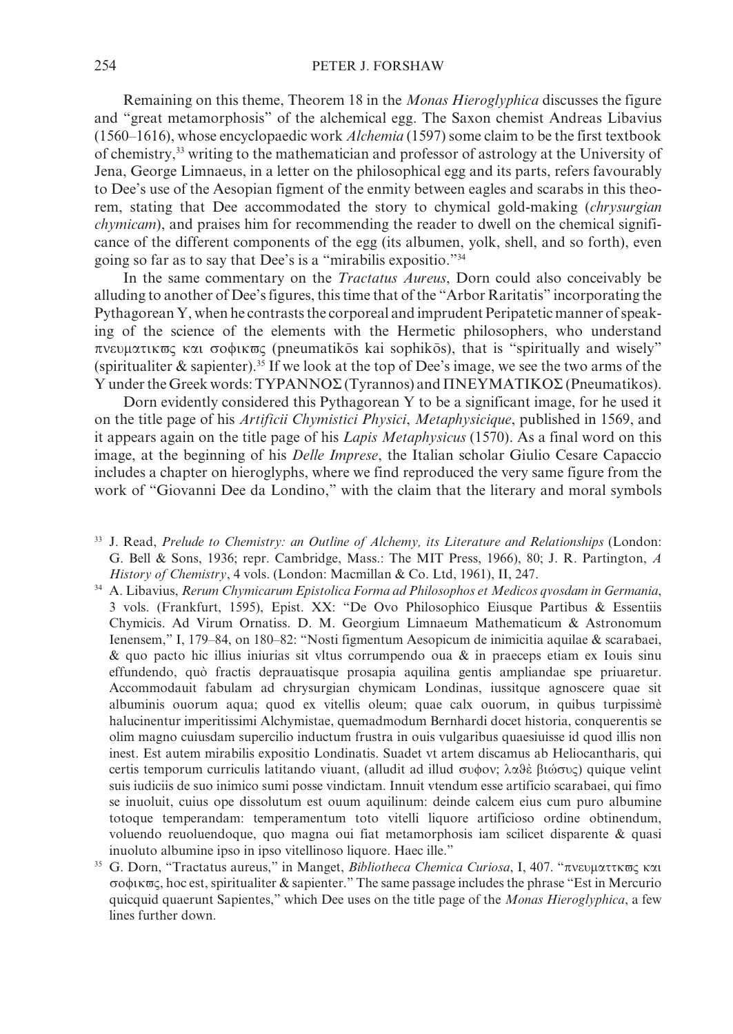Remaining on this theme, Theorem 18 in the *Monas Hieroglyphica* discusses the figure and "great metamorphosis" of the alchemical egg. The Saxon chemist Andreas Libavius (1560–1616), whose encyclopaedic work *Alchemia* (1597) some claim to be the first textbook of chemistry,[33] writing to the mathematician and professor of astrology at the University of Jena, George Limnaeus, in a letter on the philosophical egg and its parts, refers favourably to Dee's use of the Aesopian figment of the enmity between eagles and scarabs in this theorem, stating that Dee accommodated the story to chymical gold-making (*chrysurgian chymicam*), and praises him for recommending the reader to dwell on the chemical significance of the different components of the egg (its albumen, yolk, shell, and so forth), even going so far as to say that Dee's is a "mirabilis expositio."[34]

In the same commentary on the *Tractatus Aureus*, Dorn could also conceivably be alluding to another of Dee's figures, this time that of the "Arbor Raritatis" incorporating the Pythagorean Y, when he contrasts the corporeal and imprudent Peripatetic manner of speaking of the science of the elements with the Hermetic philosophers, who understand πνευματικϖς και σοφικϖς (pneumatikōs kai sophikōs), that is "spiritually and wisely" (spiritualiter & sapienter).[35] If we look at the top of Dee's image, we see the two arms of the Y under the Greek words: ΤΥΡΑΝΝΟΣ (Tyrannos) and ΠΝΕΥΜΑΤΙΚΟΣ (Pneumatikos).

Dorn evidently considered this Pythagorean Y to be a significant image, for he used it on the title page of his *Artificii Chymistici Physici, Metaphysicique*, published in 1569, and it appears again on the title page of his *Lapis Metaphysicus* (1570). As a final word on this image, at the beginning of his *Delle Imprese*, the Italian scholar Giulio Cesare Capaccio includes a chapter on hieroglyphs, where we find reproduced the very same figure from the work of "Giovanni Dee da Londino," with the claim that the literary and moral symbols

[33] J. Read, *Prelude to Chemistry: an Outline of Alchemy, its Literature and Relationships* (London: G. Bell & Sons, 1936; repr. Cambridge, Mass.: The MIT Press, 1966), 80; J. R. Partington, *A History of Chemistry*, 4 vols. (London: Macmillan & Co. Ltd, 1961), II, 247.

[34] A. Libavius, *Rerum Chymicarum Epistolica Forma ad Philosophos et Medicos qvosdam in Germania*, 3 vols. (Frankfurt, 1595), Epist. XX: "De Ovo Philosophico Eiusque Partibus & Essentiis Chymicis. Ad Virum Ornatiss. D. M. Georgium Limnaeum Mathematicum & Astronomum Ienensem," I, 179–84, on 180–82: "Nosti figmentum Aesopicum de inimicitia aquilae & scarabaei, & quo pacto hic illius iniurias sit vltus corrumpendo oua & in praeceps etiam ex Iouis sinu effundendo, quò fractis deprauatisque prosapia aquilina gentis ampliandae spe priuaretur. Accommodauit fabulam ad chrysurgian chymicam Londinas, iussitque agnoscere quae sit albuminis ouorum aqua; quod ex vitellis oleum; quae calx ouorum, in quibus turpissimè halucinentur imperitissimi Alchymistae, quemadmodum Bernhardi docet historia, conquerentis se olim magno cuiusdam supercilio inductum frustra in ouis vulgaribus quaesiuisse id quod illis non inest. Est autem mirabilis expositio Londinatis. Suadet vt artem discamus ab Heliocantharis, qui certis temporum curriculis latitando viuant, (alludit ad illud συφον; λαθὲ βιώσυς) quique velint suis iudiciis de suo inimico sumi posse vindictam. Innuit vtendum esse artificio scarabaei, qui fimo se inuoluit, cuius ope dissolutum est ouum aquilinum: deinde calcem eius cum puro albumine totoque temperandam: temperamentum toto vitelli liquore artificioso ordine obtinendum, voluendo reuoluendoque, quo magna oui fiat metamorphosis iam scilicet disparente & quasi inuoluto albumine ipso in ipso vitellinoso liquore. Haec ille."

[35] G. Dorn, "Tractatus aureus," in Manget, *Bibliotheca Chemica Curiosa*, I, 407. "πνευματτκϖς και σοφικϖς, hoc est, spiritualiter & sapienter." The same passage includes the phrase "Est in Mercurio quicquid quaerunt Sapientes," which Dee uses on the title page of the *Monas Hieroglyphica*, a few lines further down.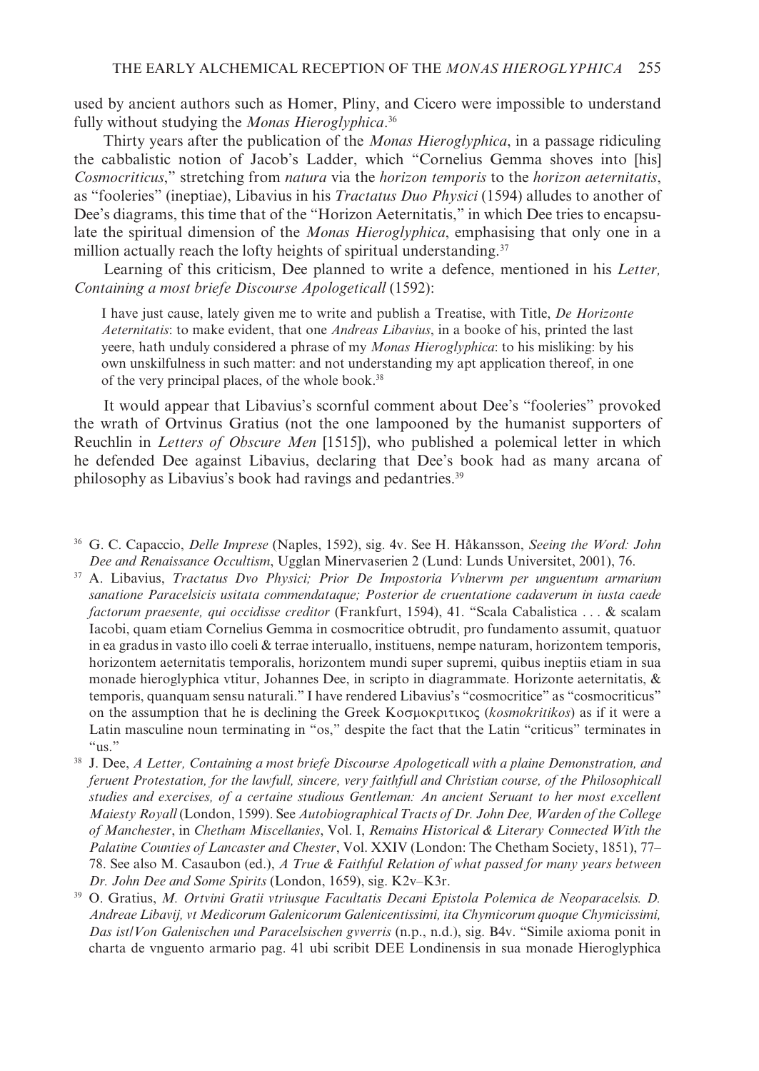used by ancient authors such as Homer, Pliny, and Cicero were impossible to understand fully without studying the *Monas Hieroglyphica*.[36]

Thirty years after the publication of the *Monas Hieroglyphica*, in a passage ridiculing the cabbalistic notion of Jacob's Ladder, which "Cornelius Gemma shoves into [his] *Cosmocriticus*," stretching from *natura* via the *horizon temporis* to the *horizon aeternitatis*, as "fooleries" (ineptiae), Libavius in his *Tractatus Duo Physici* (1594) alludes to another of Dee's diagrams, this time that of the "Horizon Aeternitatis," in which Dee tries to encapsulate the spiritual dimension of the *Monas Hieroglyphica*, emphasising that only one in a million actually reach the lofty heights of spiritual understanding.[37]

Learning of this criticism, Dee planned to write a defence, mentioned in his *Letter, Containing a most briefe Discourse Apologeticall* (1592):

> I have just cause, lately given me to write and publish a Treatise, with Title, *De Horizonte Aeternitatis*: to make evident, that one *Andreas Libavius*, in a booke of his, printed the last yeere, hath unduly considered a phrase of my *Monas Hieroglyphica*: to his misliking: by his own unskilfulness in such matter: and not understanding my apt application thereof, in one of the very principal places, of the whole book.[38]

It would appear that Libavius's scornful comment about Dee's "fooleries" provoked the wrath of Ortvinus Gratius (not the one lampooned by the humanist supporters of Reuchlin in *Letters of Obscure Men* [1515]), who published a polemical letter in which he defended Dee against Libavius, declaring that Dee's book had as many arcana of philosophy as Libavius's book had ravings and pedantries.[39]

---

[36] G. C. Capaccio, *Delle Imprese* (Naples, 1592), sig. 4v. See H. Håkansson, *Seeing the Word: John Dee and Renaissance Occultism*, Ugglan Minervaserien 2 (Lund: Lunds Universitet, 2001), 76.

[37] A. Libavius, *Tractatus Dvo Physici; Prior De Impostoria Vvlnervm per unguentum armarium sanatione Paracelsicis usitata commendataque; Posterior de cruentatione cadaverum in iusta caede factorum praesente, qui occidisse creditor* (Frankfurt, 1594), 41. "Scala Cabalistica . . . & scalam Iacobi, quam etiam Cornelius Gemma in cosmocritice obtrudit, pro fundamento assumit, quatuor in ea gradus in vasto illo coeli & terrae interuallo, instituens, nempe naturam, horizontem temporis, horizontem aeternitatis temporalis, horizontem mundi super supremi, quibus ineptiis etiam in sua monade hieroglyphica vtitur, Johannes Dee, in scripto in diagrammate. Horizonte aeternitatis, & temporis, quanquam sensu naturali." I have rendered Libavius's "cosmocritice" as "cosmocriticus" on the assumption that he is declining the Greek Κοσμοκριτικος (*kosmokritikos*) as if it were a Latin masculine noun terminating in "os," despite the fact that the Latin "criticus" terminates in "us."

[38] J. Dee, *A Letter, Containing a most briefe Discourse Apologeticall with a plaine Demonstration, and feruent Protestation, for the lawfull, sincere, very faithfull and Christian course, of the Philosophicall studies and exercises, of a certaine studious Gentleman: An ancient Seruant to her most excellent Maiesty Royall* (London, 1599). See *Autobiographical Tracts of Dr. John Dee, Warden of the College of Manchester*, in *Chetham Miscellanies*, Vol. I, *Remains Historical & Literary Connected With the Palatine Counties of Lancaster and Chester*, Vol. XXIV (London: The Chetham Society, 1851), 77–78. See also M. Casaubon (ed.), *A True & Faithful Relation of what passed for many years between Dr. John Dee and Some Spirits* (London, 1659), sig. K2v–K3r.

[39] O. Gratius, *M. Ortvini Gratii vtriusque Facultatis Decani Epistola Polemica de Neoparacelsis. D. Andreae Libavij, vt Medicorum Galenicorum Galenicentissimi, ita Chymicorum quoque Chymicissimi, Das ist/Von Galenischen und Paracelsischen gvverris* (n.p., n.d.), sig. B4v. "Simile axioma ponit in charta de vnguento armario pag. 41 ubi scribit DEE Londinensis in sua monade Hieroglyphica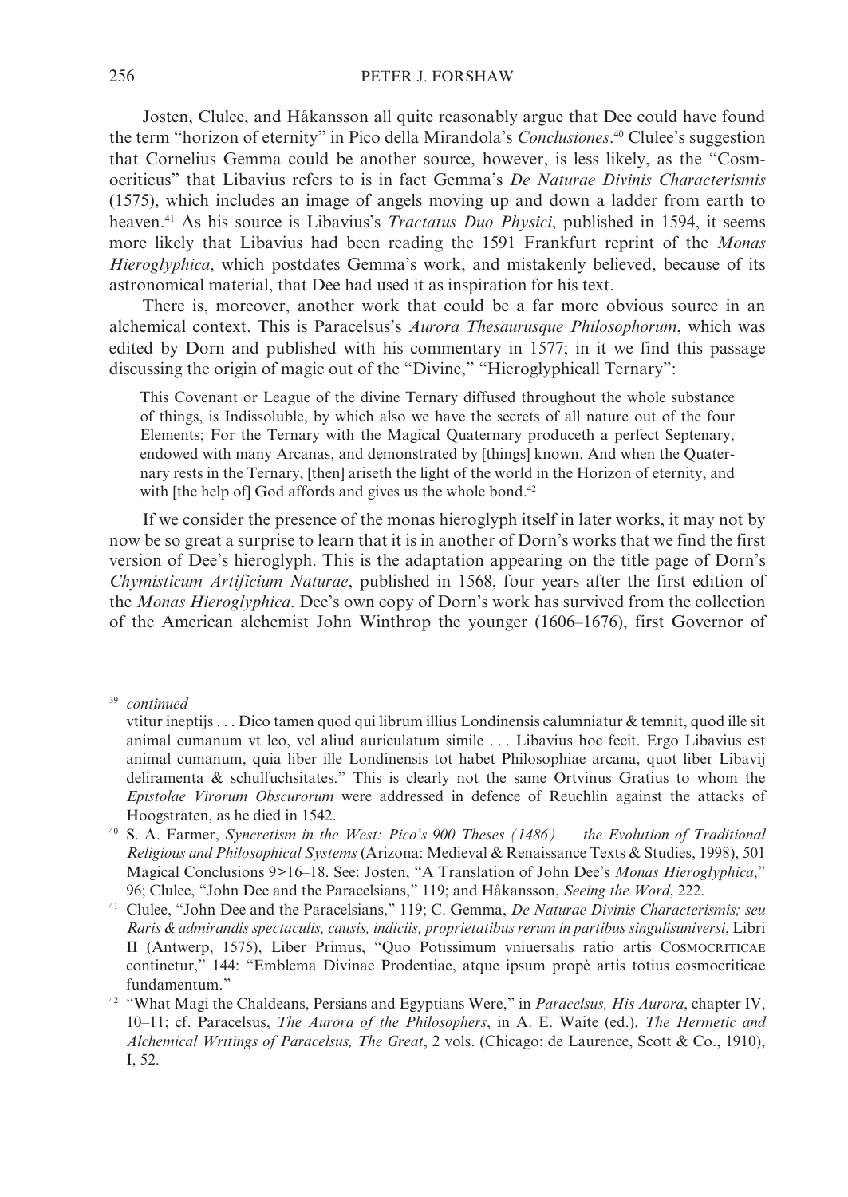Josten, Clulee, and Håkansson all quite reasonably argue that Dee could have found the term "horizon of eternity" in Pico della Mirandola's *Conclusiones*.[40] Clulee's suggestion that Cornelius Gemma could be another source, however, is less likely, as the "Cosmocriticus" that Libavius refers to is in fact Gemma's *De Naturae Divinis Characterismis* (1575), which includes an image of angels moving up and down a ladder from earth to heaven.[41] As his source is Libavius's *Tractatus Duo Physici*, published in 1594, it seems more likely that Libavius had been reading the 1591 Frankfurt reprint of the *Monas Hieroglyphica*, which postdates Gemma's work, and mistakenly believed, because of its astronomical material, that Dee had used it as inspiration for his text.

There is, moreover, another work that could be a far more obvious source in an alchemical context. This is Paracelsus's *Aurora Thesaurusque Philosophorum*, which was edited by Dorn and published with his commentary in 1577; in it we find this passage discussing the origin of magic out of the "Divine," "Hieroglyphicall Ternary":

> This Covenant or League of the divine Ternary diffused throughout the whole substance of things, is Indissoluble, by which also we have the secrets of all nature out of the four Elements; For the Ternary with the Magical Quaternary produceth a perfect Septenary, endowed with many Arcanas, and demonstrated by [things] known. And when the Quaternary rests in the Ternary, [then] ariseth the light of the world in the Horizon of eternity, and with [the help of] God affords and gives us the whole bond.[42]

If we consider the presence of the monas hieroglyph itself in later works, it may not by now be so great a surprise to learn that it is in another of Dorn's works that we find the first version of Dee's hieroglyph. This is the adaptation appearing on the title page of Dorn's *Chymisticum Artificium Naturae*, published in 1568, four years after the first edition of the *Monas Hieroglyphica*. Dee's own copy of Dorn's work has survived from the collection of the American alchemist John Winthrop the younger (1606–1676), first Governor of

---

[39] *continued*

vtitur ineptijs . . . Dico tamen quod qui librum illius Londinensis calumniatur & temnit, quod ille sit animal cumanum vt leo, vel aliud auriculatum simile . . . Libavius hoc fecit. Ergo Libavius est animal cumanum, quia liber ille Londinensis tot habet Philosophiae arcana, quot liber Libavij deliramenta & schulfuchsitates." This is clearly not the same Ortvinus Gratius to whom the *Epistolae Virorum Obscurorum* were addressed in defence of Reuchlin against the attacks of Hoogstraten, as he died in 1542.

[40] S. A. Farmer, *Syncretism in the West: Pico's 900 Theses (1486) — the Evolution of Traditional Religious and Philosophical Systems* (Arizona: Medieval & Renaissance Texts & Studies, 1998), 501 Magical Conclusions 9>16–18. See: Josten, "A Translation of John Dee's *Monas Hieroglyphica*," 96; Clulee, "John Dee and the Paracelsians," 119; and Håkansson, *Seeing the Word*, 222.

[41] Clulee, "John Dee and the Paracelsians," 119; C. Gemma, *De Naturae Divinis Characterismis; seu Raris & admirandis spectaculis, causis, indiciis, proprietatibus rerum in partibus singulisuniversi*, Libri II (Antwerp, 1575), Liber Primus, "Quo Potissimum vniuersalis ratio artis COSMOCRITICAE continetur," 144: "Emblema Divinae Prodentiae, atque ipsum propè artis totius cosmocriticae fundamentum."

[42] "What Magi the Chaldeans, Persians and Egyptians Were," in *Paracelsus, His Aurora*, chapter IV, 10–11; cf. Paracelsus, *The Aurora of the Philosophers*, in A. E. Waite (ed.), *The Hermetic and Alchemical Writings of Paracelsus, The Great*, 2 vols. (Chicago: de Laurence, Scott & Co., 1910), I, 52.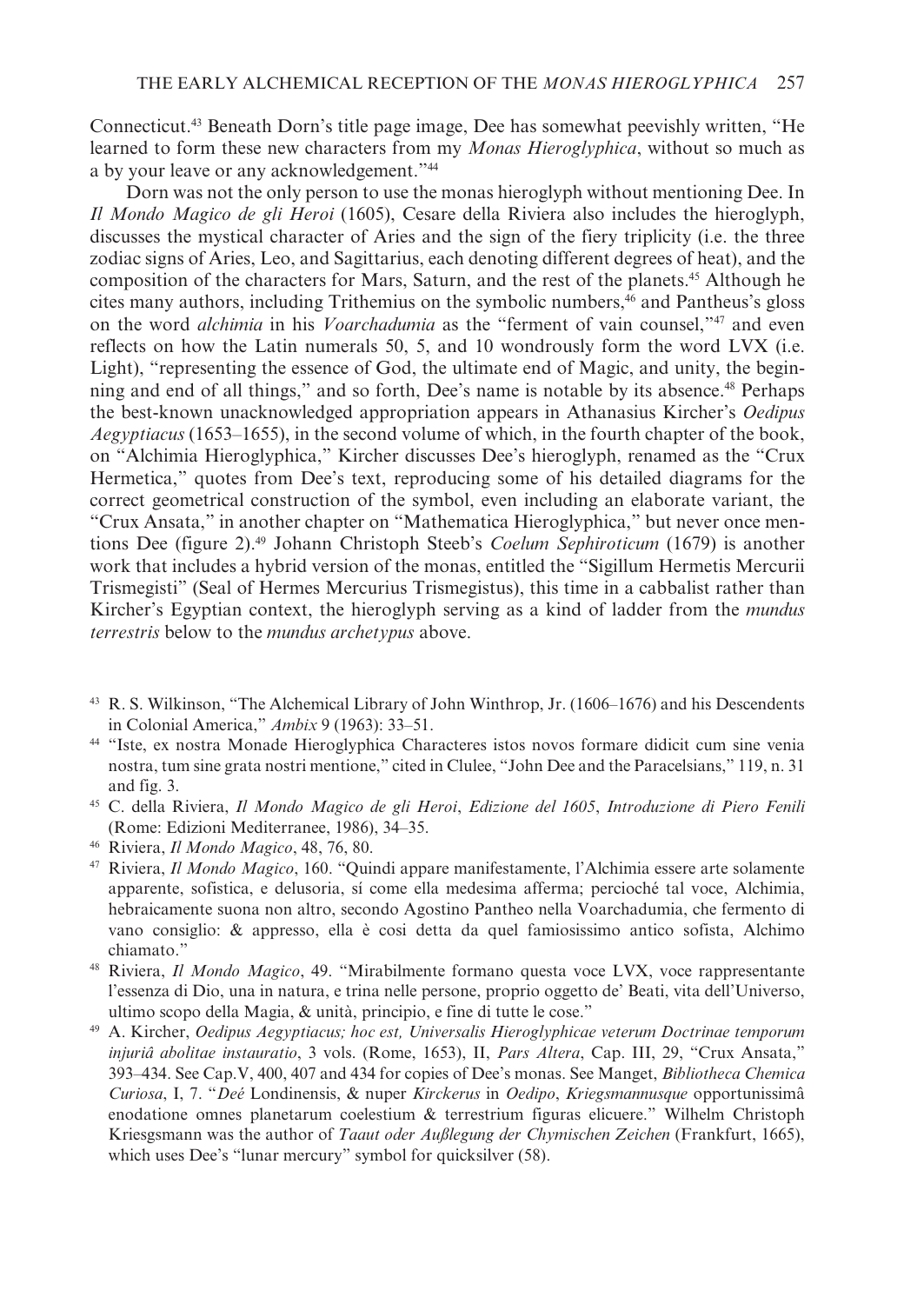Connecticut.[43] Beneath Dorn's title page image, Dee has somewhat peevishly written, "He learned to form these new characters from my *Monas Hieroglyphica*, without so much as a by your leave or any acknowledgement."[44]

Dorn was not the only person to use the monas hieroglyph without mentioning Dee. In *Il Mondo Magico de gli Heroi* (1605), Cesare della Riviera also includes the hieroglyph, discusses the mystical character of Aries and the sign of the fiery triplicity (i.e. the three zodiac signs of Aries, Leo, and Sagittarius, each denoting different degrees of heat), and the composition of the characters for Mars, Saturn, and the rest of the planets.[45] Although he cites many authors, including Trithemius on the symbolic numbers,[46] and Pantheus's gloss on the word *alchimia* in his *Voarchadumia* as the "ferment of vain counsel,"[47] and even reflects on how the Latin numerals 50, 5, and 10 wondrously form the word LVX (i.e. Light), "representing the essence of God, the ultimate end of Magic, and unity, the beginning and end of all things," and so forth, Dee's name is notable by its absence.[48] Perhaps the best-known unacknowledged appropriation appears in Athanasius Kircher's *Oedipus Aegyptiacus* (1653–1655), in the second volume of which, in the fourth chapter of the book, on "Alchimia Hieroglyphica," Kircher discusses Dee's hieroglyph, renamed as the "Crux Hermetica," quotes from Dee's text, reproducing some of his detailed diagrams for the correct geometrical construction of the symbol, even including an elaborate variant, the "Crux Ansata," in another chapter on "Mathematica Hieroglyphica," but never once mentions Dee (figure 2).[49] Johann Christoph Steeb's *Coelum Sephiroticum* (1679) is another work that includes a hybrid version of the monas, entitled the "Sigillum Hermetis Mercurii Trismegisti" (Seal of Hermes Mercurius Trismegistus), this time in a cabbalist rather than Kircher's Egyptian context, the hieroglyph serving as a kind of ladder from the *mundus terrestris* below to the *mundus archetypus* above.

[43] R. S. Wilkinson, "The Alchemical Library of John Winthrop, Jr. (1606–1676) and his Descendents in Colonial America," *Ambix* 9 (1963): 33–51.

[44] "Iste, ex nostra Monade Hieroglyphica Characteres istos novos formare didicit cum sine venia nostra, tum sine grata nostri mentione," cited in Clulee, "John Dee and the Paracelsians," 119, n. 31 and fig. 3.

[45] C. della Riviera, *Il Mondo Magico de gli Heroi*, *Edizione del 1605*, *Introduzione di Piero Fenili* (Rome: Edizioni Mediterranee, 1986), 34–35.

[46] Riviera, *Il Mondo Magico*, 48, 76, 80.

[47] Riviera, *Il Mondo Magico*, 160. "Quindi appare manifestamente, l'Alchimia essere arte solamente apparente, sofistica, e delusoria, sí come ella medesima afferma; percioché tal voce, Alchimia, hebraicamente suona non altro, secondo Agostino Pantheo nella Voarchadumia, che fermento di vano consiglio: & appresso, ella è cosi detta da quel famiosissimo antico sofista, Alchimo chiamato."

[48] Riviera, *Il Mondo Magico*, 49. "Mirabilmente formano questa voce LVX, voce rappresentante l'essenza di Dio, una in natura, e trina nelle persone, proprio oggetto de' Beati, vita dell'Universo, ultimo scopo della Magia, & unità, principio, e fine di tutte le cose."

[49] A. Kircher, *Oedipus Aegyptiacus; hoc est, Universalis Hieroglyphicae veterum Doctrinae temporum injuriâ abolitae instauratio*, 3 vols. (Rome, 1653), II, *Pars Altera*, Cap. III, 29, "Crux Ansata," 393–434. See Cap.V, 400, 407 and 434 for copies of Dee's monas. See Manget, *Bibliotheca Chemica Curiosa*, I, 7. "*Deé* Londinensis, & nuper *Kirckerus* in *Oedipo*, *Kriegsmannusque* opportunissimâ enodatione omnes planetarum coelestium & terrestrium figuras elicuere." Wilhelm Christoph Kriesgsmann was the author of *Taaut oder Außlegung der Chymischen Zeichen* (Frankfurt, 1665), which uses Dee's "lunar mercury" symbol for quicksilver (58).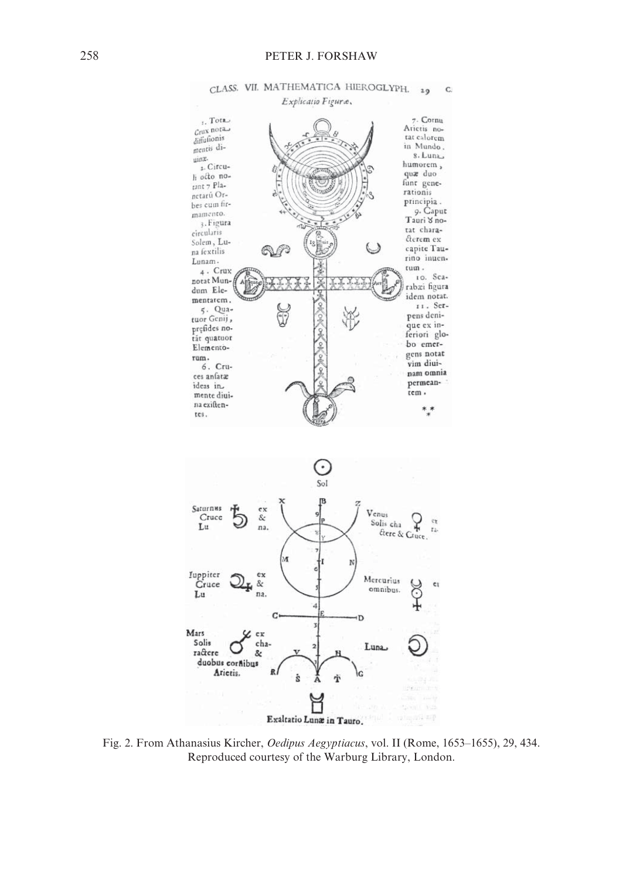Fig. 2. From Athanasius Kircher, *Oedipus Aegyptiacus*, vol. II (Rome, 1653–1655), 29, 434. Reproduced courtesy of the Warburg Library, London.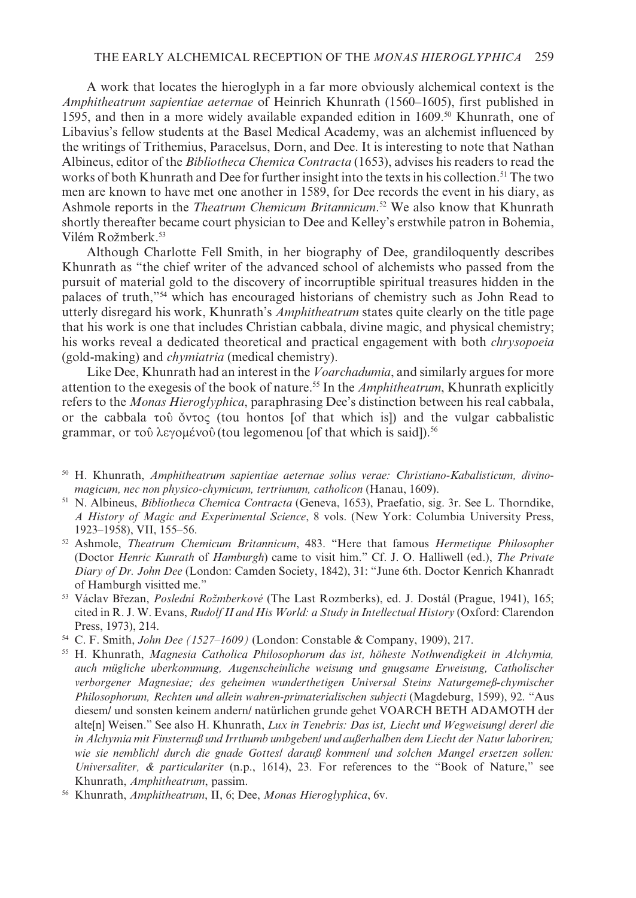A work that locates the hieroglyph in a far more obviously alchemical context is the *Amphitheatrum sapientiae aeternae* of Heinrich Khunrath (1560–1605), first published in 1595, and then in a more widely available expanded edition in 1609.[50] Khunrath, one of Libavius's fellow students at the Basel Medical Academy, was an alchemist influenced by the writings of Trithemius, Paracelsus, Dorn, and Dee. It is interesting to note that Nathan Albineus, editor of the *Bibliotheca Chemica Contracta* (1653), advises his readers to read the works of both Khunrath and Dee for further insight into the texts in his collection.[51] The two men are known to have met one another in 1589, for Dee records the event in his diary, as Ashmole reports in the *Theatrum Chemicum Britannicum*.[52] We also know that Khunrath shortly thereafter became court physician to Dee and Kelley's erstwhile patron in Bohemia, Vilém Rožmberk.[53]

Although Charlotte Fell Smith, in her biography of Dee, grandiloquently describes Khunrath as "the chief writer of the advanced school of alchemists who passed from the pursuit of material gold to the discovery of incorruptible spiritual treasures hidden in the palaces of truth,"[54] which has encouraged historians of chemistry such as John Read to utterly disregard his work, Khunrath's *Amphitheatrum* states quite clearly on the title page that his work is one that includes Christian cabbala, divine magic, and physical chemistry; his works reveal a dedicated theoretical and practical engagement with both *chrysopoeia* (gold-making) and *chymiatria* (medical chemistry).

Like Dee, Khunrath had an interest in the *Voarchadumia*, and similarly argues for more attention to the exegesis of the book of nature.[55] In the *Amphitheatrum*, Khunrath explicitly refers to the *Monas Hieroglyphica*, paraphrasing Dee's distinction between his real cabbala, or the cabbala τοῦ ὄντος (tou hontos [of that which is]) and the vulgar cabbalistic grammar, or τοῦ λεγομένοῦ (tou legomenou [of that which is said]).[56]

[50] H. Khunrath, *Amphitheatrum sapientiae aeternae solius verae: Christiano-Kabalisticum, divino-magicum, nec non physico-chymicum, tertriunum, catholicon* (Hanau, 1609).

[51] N. Albineus, *Bibliotheca Chemica Contracta* (Geneva, 1653), Praefatio, sig. 3r. See L. Thorndike, *A History of Magic and Experimental Science*, 8 vols. (New York: Columbia University Press, 1923–1958), VII, 155–56.

[52] Ashmole, *Theatrum Chemicum Britannicum*, 483. "Here that famous *Hermetique Philosopher* (Doctor *Henric Kunrath* of *Hamburgh*) came to visit him." Cf. J. O. Halliwell (ed.), *The Private Diary of Dr. John Dee* (London: Camden Society, 1842), 31: "June 6th. Doctor Kenrich Khanradt of Hamburgh visitted me."

[53] Václav Březan, *Poslední Rožmberkové* (The Last Rozmberks), ed. J. Dostál (Prague, 1941), 165; cited in R. J. W. Evans, *Rudolf II and His World: a Study in Intellectual History* (Oxford: Clarendon Press, 1973), 214.

[54] C. F. Smith, *John Dee (1527–1609)* (London: Constable & Company, 1909), 217.

[55] H. Khunrath, *Magnesia Catholica Philosophorum das ist, höheste Nothwendigkeit in Alchymia, auch mügliche uberkommung, Augenscheinliche weisung und gnugsame Erweisung, Catholischer verborgener Magnesiae; des geheimen wunderthetigen Universal Steins Naturgemeß-chymischer Philosophorum, Rechten und allein wahren-primaterialischen subjecti* (Magdeburg, 1599), 92. "Aus diesem/ und sonsten keinem andern/ natürlichen grunde gehet VOARCH BETH ADAMOTH der alte[n] Weisen." See also H. Khunrath, *Lux in Tenebris: Das ist, Liecht und Wegweisung/ derer/ die in Alchymia mit Finsternuß und Irrthumb umbgeben/ und außerhalben dem Liecht der Natur laboriren; wie sie nemblich/ durch die gnade Gottes/ darauß kommen/ und solchen Mangel ersetzen sollen: Universaliter, & particulariter* (n.p., 1614), 23. For references to the "Book of Nature," see Khunrath, *Amphitheatrum*, passim.

[56] Khunrath, *Amphitheatrum*, II, 6; Dee, *Monas Hieroglyphica*, 6v.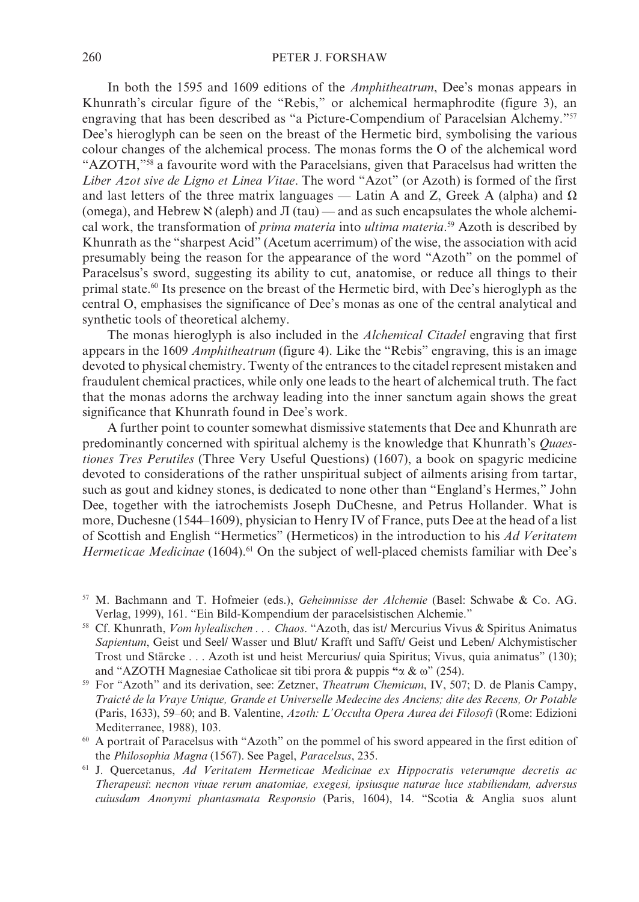In both the 1595 and 1609 editions of the *Amphitheatrum*, Dee's monas appears in Khunrath's circular figure of the "Rebis," or alchemical hermaphrodite (figure 3), an engraving that has been described as "a Picture-Compendium of Paracelsian Alchemy."[57] Dee's hieroglyph can be seen on the breast of the Hermetic bird, symbolising the various colour changes of the alchemical process. The monas forms the O of the alchemical word "AZOTH,"[58] a favourite word with the Paracelsians, given that Paracelsus had written the *Liber Azot sive de Ligno et Linea Vitae*. The word "Azot" (or Azoth) is formed of the first and last letters of the three matrix languages — Latin A and Z, Greek A (alpha) and Ω (omega), and Hebrew ℵ (aleph) and Л (tau) — and as such encapsulates the whole alchemical work, the transformation of *prima materia* into *ultima materia*.[59] Azoth is described by Khunrath as the "sharpest Acid" (Acetum acerrimum) of the wise, the association with acid presumably being the reason for the appearance of the word "Azoth" on the pommel of Paracelsus's sword, suggesting its ability to cut, anatomise, or reduce all things to their primal state.[60] Its presence on the breast of the Hermetic bird, with Dee's hieroglyph as the central O, emphasises the significance of Dee's monas as one of the central analytical and synthetic tools of theoretical alchemy.

The monas hieroglyph is also included in the *Alchemical Citadel* engraving that first appears in the 1609 *Amphitheatrum* (figure 4). Like the "Rebis" engraving, this is an image devoted to physical chemistry. Twenty of the entrances to the citadel represent mistaken and fraudulent chemical practices, while only one leads to the heart of alchemical truth. The fact that the monas adorns the archway leading into the inner sanctum again shows the great significance that Khunrath found in Dee's work.

A further point to counter somewhat dismissive statements that Dee and Khunrath are predominantly concerned with spiritual alchemy is the knowledge that Khunrath's *Quaestiones Tres Perutiles* (Three Very Useful Questions) (1607), a book on spagyric medicine devoted to considerations of the rather unspiritual subject of ailments arising from tartar, such as gout and kidney stones, is dedicated to none other than "England's Hermes," John Dee, together with the iatrochemists Joseph DuChesne, and Petrus Hollander. What is more, Duchesne (1544–1609), physician to Henry IV of France, puts Dee at the head of a list of Scottish and English "Hermetics" (Hermeticos) in the introduction to his *Ad Veritatem Hermeticae Medicinae* (1604).[61] On the subject of well-placed chemists familiar with Dee's

[57] M. Bachmann and T. Hofmeier (eds.), *Geheimnisse der Alchemie* (Basel: Schwabe & Co. AG. Verlag, 1999), 161. "Ein Bild-Kompendium der paracelsistischen Alchemie."

[58] Cf. Khunrath, *Vom hylealischen . . . Chaos*. "Azoth, das ist/ Mercurius Vivus & Spiritus Animatus *Sapientum*, Geist und Seel/ Wasser und Blut/ Krafft und Safft/ Geist und Leben/ Alchymistischer Trost und Stärcke . . . Azoth ist und heist Mercurius/ quia Spiritus; Vivus, quia animatus" (130); and "AZOTH Magnesiae Catholicae sit tibi prora & puppis "α & ω" (254).

[59] For "Azoth" and its derivation, see: Zetzner, *Theatrum Chemicum*, IV, 507; D. de Planis Campy, *Traicté de la Vraye Unique, Grande et Universelle Medecine des Anciens; dite des Recens, Or Potable* (Paris, 1633), 59–60; and B. Valentine, *Azoth: L'Occulta Opera Aurea dei Filosofi* (Rome: Edizioni Mediterranee, 1988), 103.

[60] A portrait of Paracelsus with "Azoth" on the pommel of his sword appeared in the first edition of the *Philosophia Magna* (1567). See Pagel, *Paracelsus*, 235.

[61] J. Quercetanus, *Ad Veritatem Hermeticae Medicinae ex Hippocratis veterumque decretis ac Therapeusi*: *necnon viuae rerum anatomiae, exegesi, ipsiusque naturae luce stabiliendam, adversus cuiusdam Anonymi phantasmata Responsio* (Paris, 1604), 14. "Scotia & Anglia suos alunt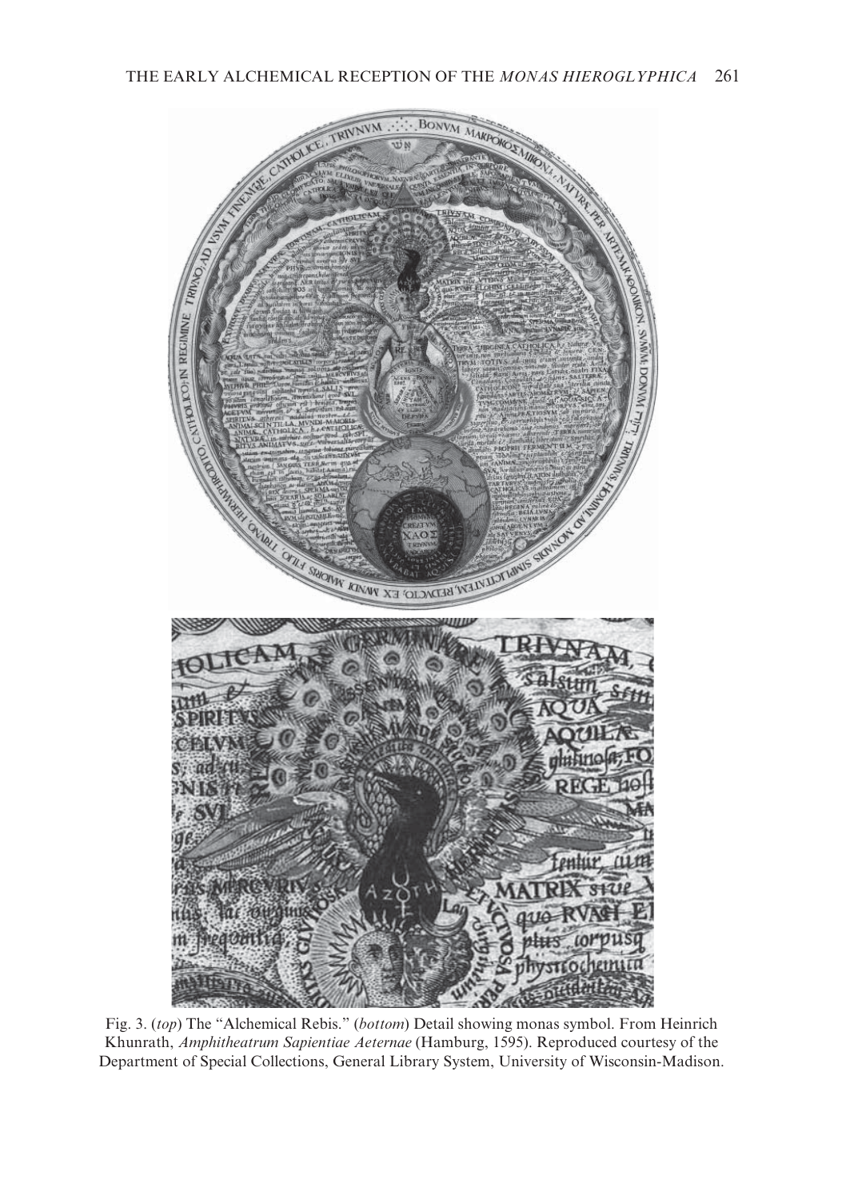Fig. 3. (*top*) The "Alchemical Rebis." (*bottom*) Detail showing monas symbol. From Heinrich Khunrath, *Amphitheatrum Sapientiae Aeternae* (Hamburg, 1595). Reproduced courtesy of the Department of Special Collections, General Library System, University of Wisconsin-Madison.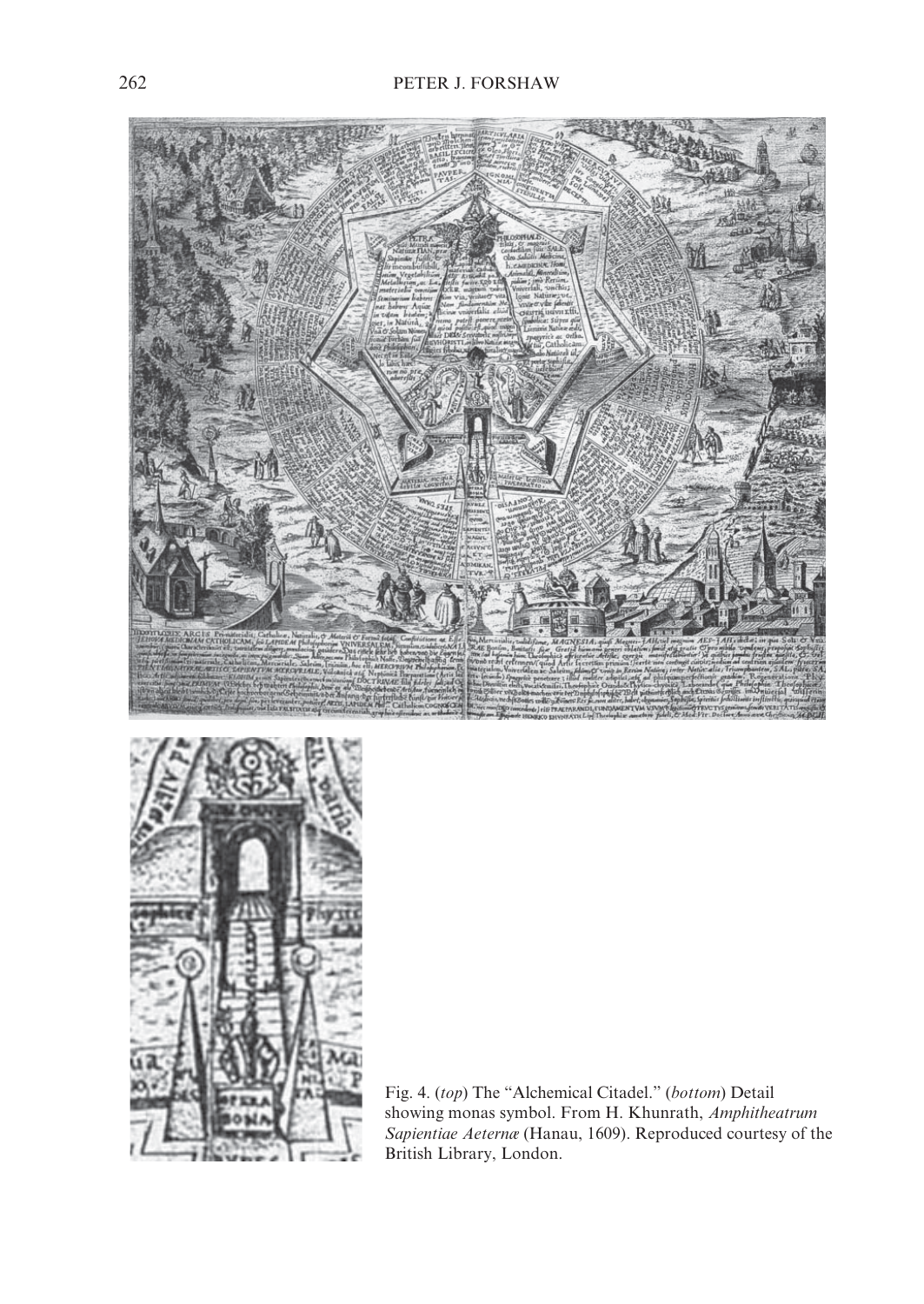Fig. 4. (*top*) The "Alchemical Citadel." (*bottom*) Detail showing monas symbol. From H. Khunrath, *Amphitheatrum Sapientiae Aeternæ* (Hanau, 1609). Reproduced courtesy of the British Library, London.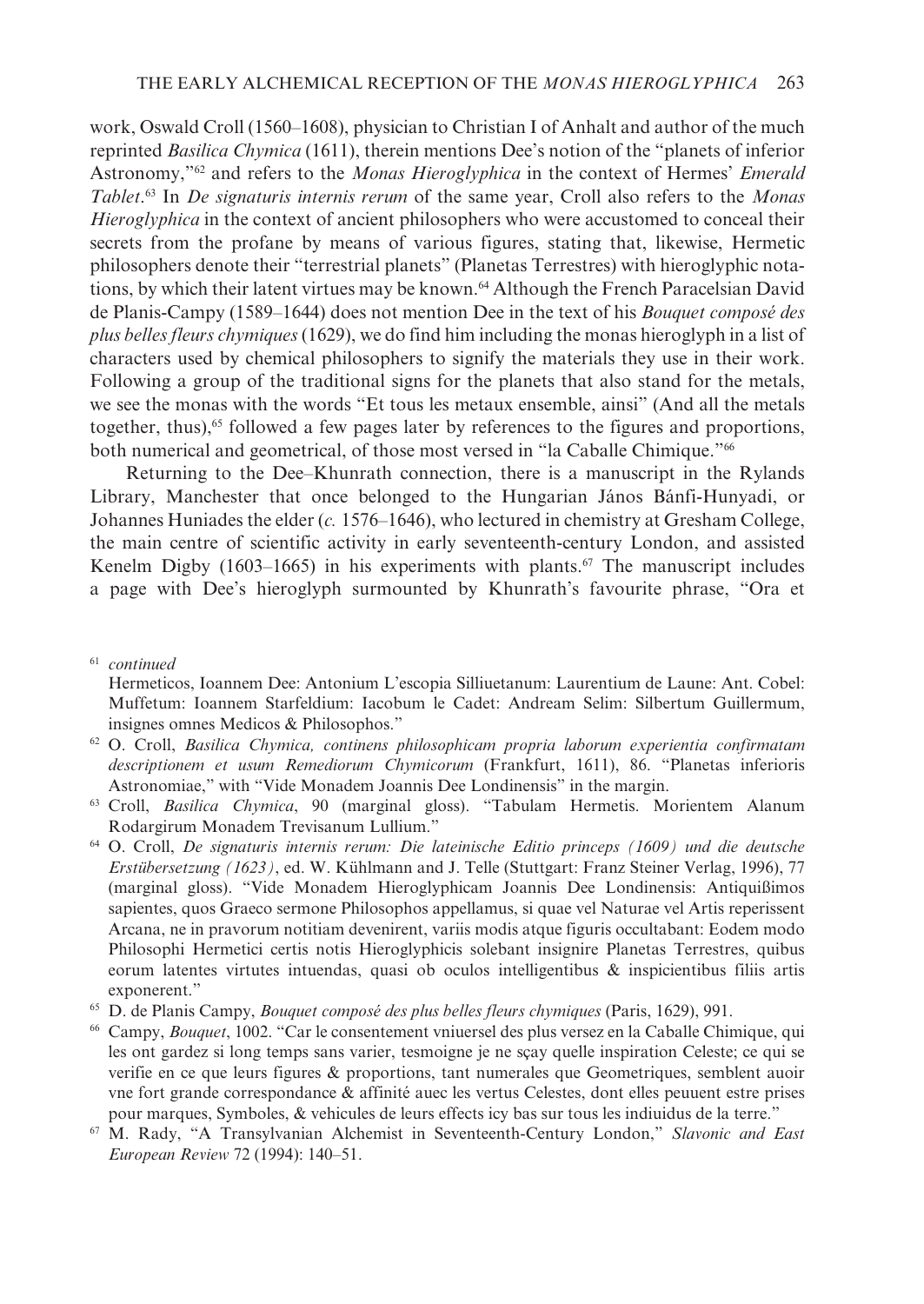work, Oswald Croll (1560–1608), physician to Christian I of Anhalt and author of the much reprinted *Basilica Chymica* (1611), therein mentions Dee's notion of the "planets of inferior Astronomy,"[62] and refers to the *Monas Hieroglyphica* in the context of Hermes' *Emerald Tablet*.[63] In *De signaturis internis rerum* of the same year, Croll also refers to the *Monas Hieroglyphica* in the context of ancient philosophers who were accustomed to conceal their secrets from the profane by means of various figures, stating that, likewise, Hermetic philosophers denote their "terrestrial planets" (Planetas Terrestres) with hieroglyphic notations, by which their latent virtues may be known.[64] Although the French Paracelsian David de Planis-Campy (1589–1644) does not mention Dee in the text of his *Bouquet composé des plus belles fleurs chymiques* (1629), we do find him including the monas hieroglyph in a list of characters used by chemical philosophers to signify the materials they use in their work. Following a group of the traditional signs for the planets that also stand for the metals, we see the monas with the words "Et tous les metaux ensemble, ainsi" (And all the metals together, thus),[65] followed a few pages later by references to the figures and proportions, both numerical and geometrical, of those most versed in "la Caballe Chimique."[66]

Returning to the Dee–Khunrath connection, there is a manuscript in the Rylands Library, Manchester that once belonged to the Hungarian János Bánfi-Hunyadi, or Johannes Huniades the elder (*c.* 1576–1646), who lectured in chemistry at Gresham College, the main centre of scientific activity in early seventeenth-century London, and assisted Kenelm Digby (1603–1665) in his experiments with plants.[67] The manuscript includes a page with Dee's hieroglyph surmounted by Khunrath's favourite phrase, "Ora et

---

[61] *continued*
Hermeticos, Ioannem Dee: Antonium L'escopia Silliuetanum: Laurentium de Laune: Ant. Cobel: Muffetum: Ioannem Starfeldium: Iacobum le Cadet: Andream Selim: Silbertum Guillermum, insignes omnes Medicos & Philosophos."

[62] O. Croll, *Basilica Chymica, continens philosophicam propria laborum experientia confirmatam descriptionem et usum Remediorum Chymicorum* (Frankfurt, 1611), 86. "Planetas inferioris Astronomiae," with "Vide Monadem Joannis Dee Londinensis" in the margin.

[63] Croll, *Basilica Chymica*, 90 (marginal gloss). "Tabulam Hermetis. Morientem Alanum Rodargirum Monadem Trevisanum Lullium."

[64] O. Croll, *De signaturis internis rerum: Die lateinische Editio princeps (1609) und die deutsche Erstübersetzung (1623)*, ed. W. Kühlmann and J. Telle (Stuttgart: Franz Steiner Verlag, 1996), 77 (marginal gloss). "Vide Monadem Hieroglyphicam Joannis Dee Londinensis: Antiquißimos sapientes, quos Graeco sermone Philosophos appellamus, si quae vel Naturae vel Artis reperissent Arcana, ne in pravorum notitiam devenirent, variis modis atque figuris occultabant: Eodem modo Philosophi Hermetici certis notis Hieroglyphicis solebant insignire Planetas Terrestres, quibus eorum latentes virtutes intuendas, quasi ob oculos intelligentibus & inspicientibus filiis artis exponerent."

[65] D. de Planis Campy, *Bouquet composé des plus belles fleurs chymiques* (Paris, 1629), 991.

[66] Campy, *Bouquet*, 1002. "Car le consentement vniuersel des plus versez en la Caballe Chimique, qui les ont gardez si long temps sans varier, tesmoigne je ne sçay quelle inspiration Celeste; ce qui se verifie en ce que leurs figures & proportions, tant numerales que Geometriques, semblent auoir vne fort grande correspondance & affinité auec les vertus Celestes, dont elles peuuent estre prises pour marques, Symboles, & vehicules de leurs effects icy bas sur tous les indiuidus de la terre."

[67] M. Rady, "A Transylvanian Alchemist in Seventeenth-Century London," *Slavonic and East European Review* 72 (1994): 140–51.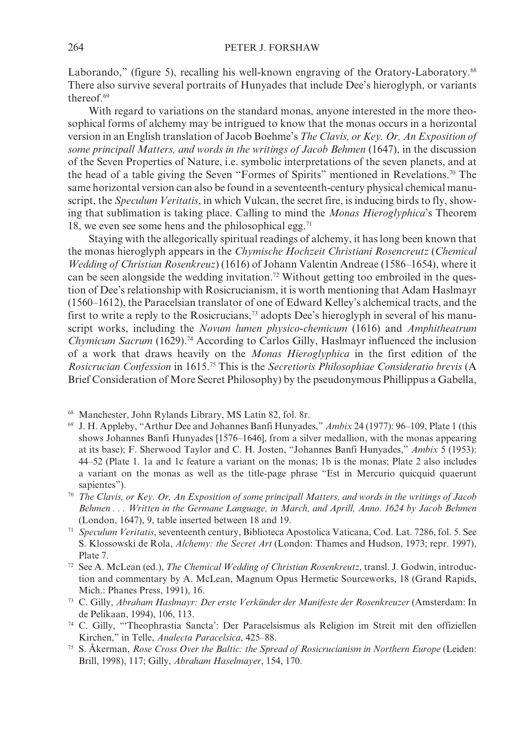Laborando," (figure 5), recalling his well-known engraving of the Oratory-Laboratory.[68] There also survive several portraits of Hunyades that include Dee's hieroglyph, or variants thereof.[69]

With regard to variations on the standard monas, anyone interested in the more theosophical forms of alchemy may be intrigued to know that the monas occurs in a horizontal version in an English translation of Jacob Boehme's *The Clavis, or Key. Or, An Exposition of some principall Matters, and words in the writings of Jacob Behmen* (1647), in the discussion of the Seven Properties of Nature, i.e. symbolic interpretations of the seven planets, and at the head of a table giving the Seven "Formes of Spirits" mentioned in Revelations.[70] The same horizontal version can also be found in a seventeenth-century physical chemical manuscript, the *Speculum Veritatis*, in which Vulcan, the secret fire, is inducing birds to fly, showing that sublimation is taking place. Calling to mind the *Monas Hieroglyphica*'s Theorem 18, we even see some hens and the philosophical egg.[71]

Staying with the allegorically spiritual readings of alchemy, it has long been known that the monas hieroglyph appears in the *Chymische Hochzeit Christiani Rosencreutz* (*Chemical Wedding of Christian Rosenkreuz*) (1616) of Johann Valentin Andreae (1586–1654), where it can be seen alongside the wedding invitation.[72] Without getting too embroiled in the question of Dee's relationship with Rosicrucianism, it is worth mentioning that Adam Haslmayr (1560–1612), the Paracelsian translator of one of Edward Kelley's alchemical tracts, and the first to write a reply to the Rosicrucians,[73] adopts Dee's hieroglyph in several of his manuscript works, including the *Novum lumen physico-chemicum* (1616) and *Amphitheatrum Chymicum Sacrum* (1629).[74] According to Carlos Gilly, Haslmayr influenced the inclusion of a work that draws heavily on the *Monas Hieroglyphica* in the first edition of the *Rosicrucian Confession* in 1615.[75] This is the *Secretioris Philosophiae Consideratio brevis* (A Brief Consideration of More Secret Philosophy) by the pseudonymous Phillippus a Gabella,

---

[68] Manchester, John Rylands Library, MS Latin 82, fol. 8r.

[69] J. H. Appleby, "Arthur Dee and Johannes Banfi Hunyades," *Ambix* 24 (1977): 96–109, Plate 1 (this shows Johannes Banfi Hunyades [1576–1646], from a silver medallion, with the monas appearing at its base); F. Sherwood Taylor and C. H. Josten, "Johannes Banfi Hunyades," *Ambix* 5 (1953): 44–52 (Plate 1. 1a and 1c feature a variant on the monas; 1b is the monas; Plate 2 also includes a variant on the monas as well as the title-page phrase "Est in Mercurio quicquid quaerunt sapientes").

[70] *The Clavis, or Key. Or, An Exposition of some principall Matters, and words in the writings of Jacob Behmen . . . Written in the Germane Language, in March, and Aprill, Anno. 1624 by Jacob Behmen* (London, 1647), 9, table inserted between 18 and 19.

[71] *Speculum Veritatis*, seventeenth century, Biblioteca Apostolica Vaticana, Cod. Lat. 7286, fol. 5. See S. Klossowski de Rola, *Alchemy: the Secret Art* (London: Thames and Hudson, 1973; repr. 1997), Plate 7.

[72] See A. McLean (ed.), *The Chemical Wedding of Christian Rosenkreutz*, transl. J. Godwin, introduction and commentary by A. McLean, Magnum Opus Hermetic Sourceworks, 18 (Grand Rapids, Mich.: Phanes Press, 1991), 16.

[73] C. Gilly, *Abraham Haslmayr: Der erste Verkünder der Manifeste der Rosenkreuzer* (Amsterdam: In de Pelikaan, 1994), 106, 113.

[74] C. Gilly, "'Theophrastia Sancta': Der Paracelsismus als Religion im Streit mit den offiziellen Kirchen," in Telle, *Analecta Paracelsica*, 425–88.

[75] S. Åkerman, *Rose Cross Over the Baltic: the Spread of Rosicrucianism in Northern Europe* (Leiden: Brill, 1998), 117; Gilly, *Abraham Haselmayer*, 154, 170.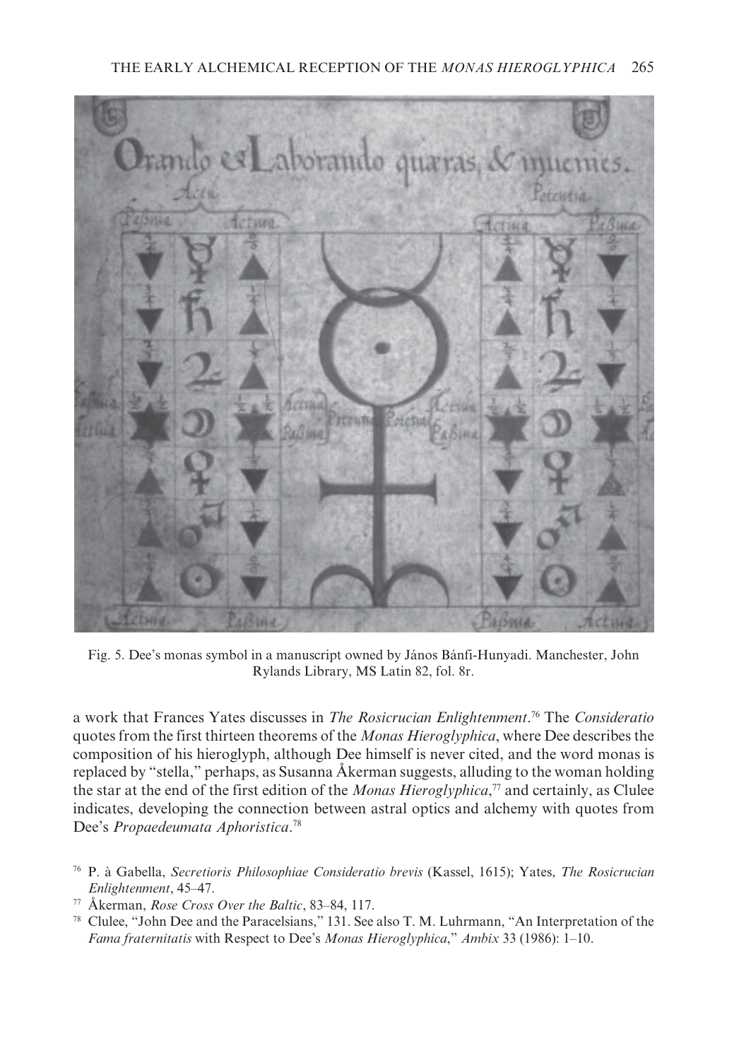Fig. 5. Dee's monas symbol in a manuscript owned by János Bánfi-Hunyadi. Manchester, John Rylands Library, MS Latin 82, fol. 8r.

a work that Frances Yates discusses in *The Rosicrucian Enlightenment*.[76] The *Consideratio* quotes from the first thirteen theorems of the *Monas Hieroglyphica*, where Dee describes the composition of his hieroglyph, although Dee himself is never cited, and the word monas is replaced by "stella," perhaps, as Susanna Åkerman suggests, alluding to the woman holding the star at the end of the first edition of the *Monas Hieroglyphica*,[77] and certainly, as Clulee indicates, developing the connection between astral optics and alchemy with quotes from Dee's *Propaedeumata Aphoristica*.[78]

[76] P. à Gabella, *Secretioris Philosophiae Consideratio brevis* (Kassel, 1615); Yates, *The Rosicrucian Enlightenment*, 45–47.

[77] Åkerman, *Rose Cross Over the Baltic*, 83–84, 117.

[78] Clulee, "John Dee and the Paracelsians," 131. See also T. M. Luhrmann, "An Interpretation of the *Fama fraternitatis* with Respect to Dee's *Monas Hieroglyphica*," *Ambix* 33 (1986): 1–10.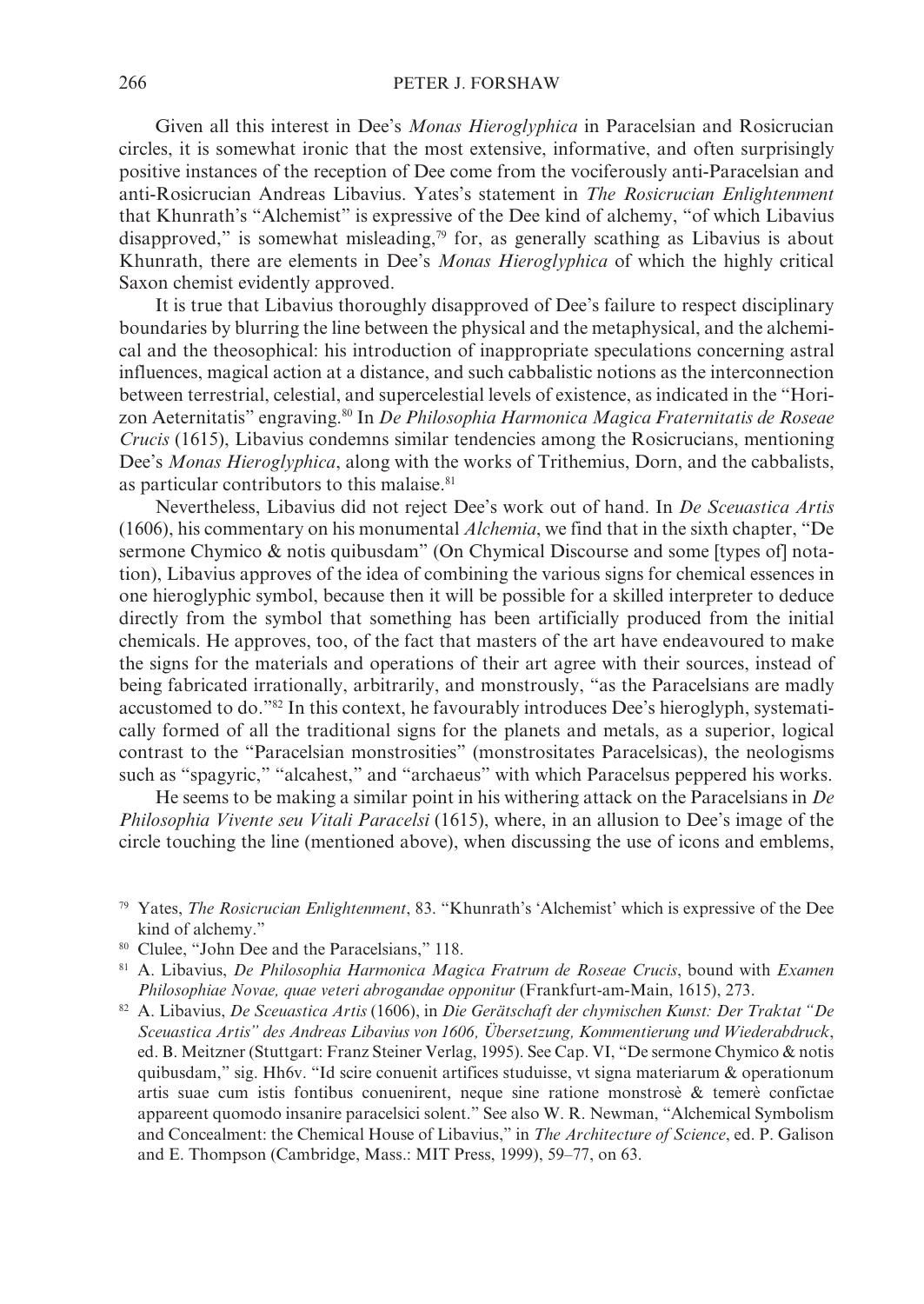Given all this interest in Dee's *Monas Hieroglyphica* in Paracelsian and Rosicrucian circles, it is somewhat ironic that the most extensive, informative, and often surprisingly positive instances of the reception of Dee come from the vociferously anti-Paracelsian and anti-Rosicrucian Andreas Libavius. Yates's statement in *The Rosicrucian Enlightenment* that Khunrath's "Alchemist" is expressive of the Dee kind of alchemy, "of which Libavius disapproved," is somewhat misleading,[79] for, as generally scathing as Libavius is about Khunrath, there are elements in Dee's *Monas Hieroglyphica* of which the highly critical Saxon chemist evidently approved.

It is true that Libavius thoroughly disapproved of Dee's failure to respect disciplinary boundaries by blurring the line between the physical and the metaphysical, and the alchemical and the theosophical: his introduction of inappropriate speculations concerning astral influences, magical action at a distance, and such cabbalistic notions as the interconnection between terrestrial, celestial, and supercelestial levels of existence, as indicated in the "Horizon Aeternitatis" engraving.[80] In *De Philosophia Harmonica Magica Fraternitatis de Roseae Crucis* (1615), Libavius condemns similar tendencies among the Rosicrucians, mentioning Dee's *Monas Hieroglyphica*, along with the works of Trithemius, Dorn, and the cabbalists, as particular contributors to this malaise.[81]

Nevertheless, Libavius did not reject Dee's work out of hand. In *De Sceuastica Artis* (1606), his commentary on his monumental *Alchemia*, we find that in the sixth chapter, "De sermone Chymico & notis quibusdam" (On Chymical Discourse and some [types of] notation), Libavius approves of the idea of combining the various signs for chemical essences in one hieroglyphic symbol, because then it will be possible for a skilled interpreter to deduce directly from the symbol that something has been artificially produced from the initial chemicals. He approves, too, of the fact that masters of the art have endeavoured to make the signs for the materials and operations of their art agree with their sources, instead of being fabricated irrationally, arbitrarily, and monstrously, "as the Paracelsians are madly accustomed to do."[82] In this context, he favourably introduces Dee's hieroglyph, systematically formed of all the traditional signs for the planets and metals, as a superior, logical contrast to the "Paracelsian monstrosities" (monstrositates Paracelsicas), the neologisms such as "spagyric," "alcahest," and "archaeus" with which Paracelsus peppered his works.

He seems to be making a similar point in his withering attack on the Paracelsians in *De Philosophia Vivente seu Vitali Paracelsi* (1615), where, in an allusion to Dee's image of the circle touching the line (mentioned above), when discussing the use of icons and emblems,

[79] Yates, *The Rosicrucian Enlightenment*, 83. "Khunrath's 'Alchemist' which is expressive of the Dee kind of alchemy."

[80] Clulee, "John Dee and the Paracelsians," 118.

[81] A. Libavius, *De Philosophia Harmonica Magica Fratrum de Roseae Crucis*, bound with *Examen Philosophiae Novae, quae veteri abrogandae opponitur* (Frankfurt-am-Main, 1615), 273.

[82] A. Libavius, *De Sceuastica Artis* (1606), in *Die Gerätschaft der chymischen Kunst: Der Traktat "De Sceuastica Artis" des Andreas Libavius von 1606, Übersetzung, Kommentierung und Wiederabdruck*, ed. B. Meitzner (Stuttgart: Franz Steiner Verlag, 1995). See Cap. VI, "De sermone Chymico & notis quibusdam," sig. Hh6v. "Id scire conuenit artifices studuisse, vt signa materiarum & operationum artis suae cum istis fontibus conuenirent, neque sine ratione monstrosè & temerè confictae appareent quomodo insanire paracelsici solent." See also W. R. Newman, "Alchemical Symbolism and Concealment: the Chemical House of Libavius," in *The Architecture of Science*, ed. P. Galison and E. Thompson (Cambridge, Mass.: MIT Press, 1999), 59–77, on 63.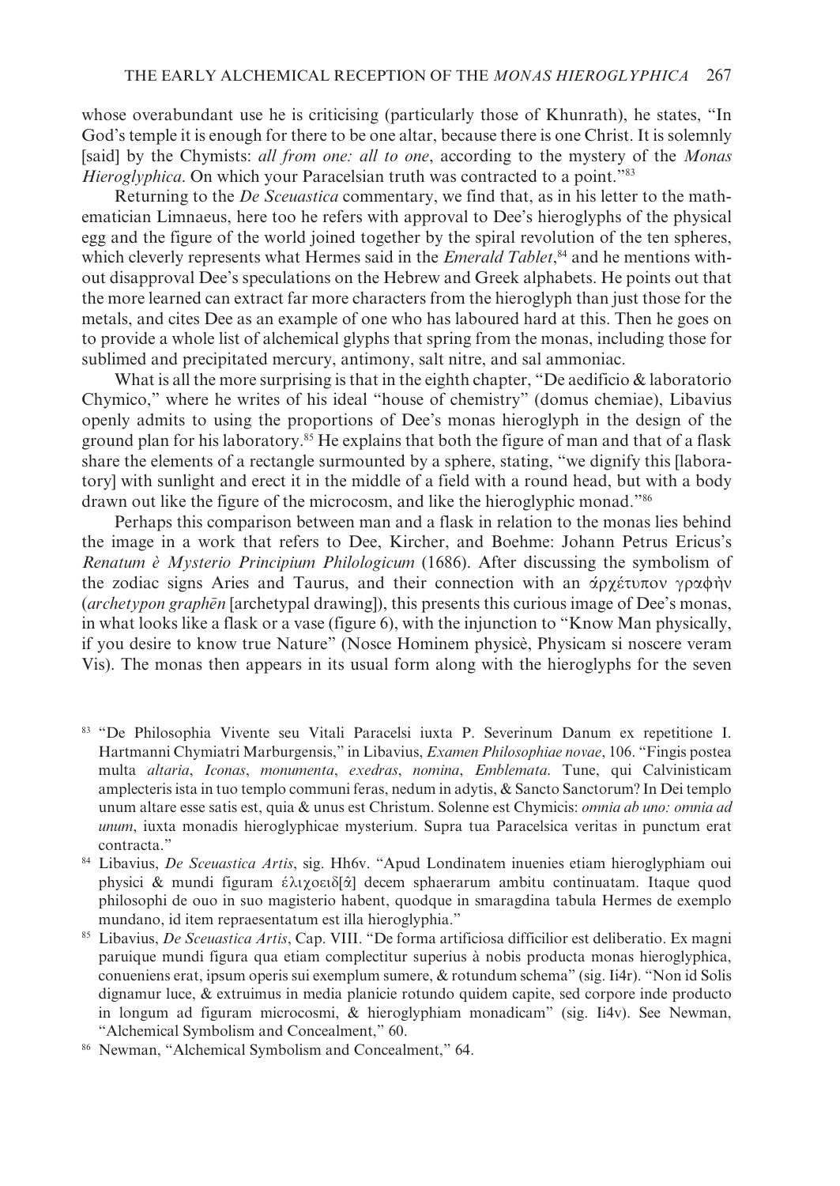whose overabundant use he is criticising (particularly those of Khunrath), he states, "In God's temple it is enough for there to be one altar, because there is one Christ. It is solemnly [said] by the Chymists: *all from one: all to one*, according to the mystery of the *Monas Hieroglyphica*. On which your Paracelsian truth was contracted to a point."[83]

Returning to the *De Sceuastica* commentary, we find that, as in his letter to the mathematician Limnaeus, here too he refers with approval to Dee's hieroglyphs of the physical egg and the figure of the world joined together by the spiral revolution of the ten spheres, which cleverly represents what Hermes said in the *Emerald Tablet*,[84] and he mentions without disapproval Dee's speculations on the Hebrew and Greek alphabets. He points out that the more learned can extract far more characters from the hieroglyph than just those for the metals, and cites Dee as an example of one who has laboured hard at this. Then he goes on to provide a whole list of alchemical glyphs that spring from the monas, including those for sublimed and precipitated mercury, antimony, salt nitre, and sal ammoniac.

What is all the more surprising is that in the eighth chapter, "De aedificio & laboratorio Chymico," where he writes of his ideal "house of chemistry" (domus chemiae), Libavius openly admits to using the proportions of Dee's monas hieroglyph in the design of the ground plan for his laboratory.[85] He explains that both the figure of man and that of a flask share the elements of a rectangle surmounted by a sphere, stating, "we dignify this [laboratory] with sunlight and erect it in the middle of a field with a round head, but with a body drawn out like the figure of the microcosm, and like the hieroglyphic monad."[86]

Perhaps this comparison between man and a flask in relation to the monas lies behind the image in a work that refers to Dee, Kircher, and Boehme: Johann Petrus Ericus's *Renatum è Mysterio Principium Philologicum* (1686). After discussing the symbolism of the zodiac signs Aries and Taurus, and their connection with an ἀρχέτυπον γραφὴν (*archetypon graphēn* [archetypal drawing]), this presents this curious image of Dee's monas, in what looks like a flask or a vase (figure 6), with the injunction to "Know Man physically, if you desire to know true Nature" (Nosce Hominem physicè, Physicam si noscere veram Vis). The monas then appears in its usual form along with the hieroglyphs for the seven

[83] "De Philosophia Vivente seu Vitali Paracelsi iuxta P. Severinum Danum ex repetitione I. Hartmanni Chymiatri Marburgensis," in Libavius, *Examen Philosophiae novae*, 106. "Fingis postea multa *altaria*, *Iconas*, *monumenta*, *exedras*, *nomina*, *Emblemata*. Tune, qui Calvinisticam amplecteris ista in tuo templo communi feras, nedum in adytis, & Sancto Sanctorum? In Dei templo unum altare esse satis est, quia & unus est Christum. Solenne est Chymicis: *omnia ab uno: omnia ad unum*, iuxta monadis hieroglyphicae mysterium. Supra tua Paracelsica veritas in punctum erat contracta."

[84] Libavius, *De Sceuastica Artis*, sig. Hh6v. "Apud Londinatem inuenies etiam hieroglyphiam oui physici & mundi figuram ἑλιχοειδ[ᾶ] decem sphaerarum ambitu continuatam. Itaque quod philosophi de ouo in suo magisterio habent, quodque in smaragdina tabula Hermes de exemplo mundano, id item repraesentatum est illa hieroglyphia."

[85] Libavius, *De Sceuastica Artis*, Cap. VIII. "De forma artificiosa difficilior est deliberatio. Ex magni paruique mundi figura qua etiam complectitur superius à nobis producta monas hieroglyphica, conueniens erat, ipsum operis sui exemplum sumere, & rotundum schema" (sig. Ii4r). "Non id Solis dignamur luce, & extruimus in media planicie rotundo quidem capite, sed corpore inde producto in longum ad figuram microcosmi, & hieroglyphiam monadicam" (sig. Ii4v). See Newman, "Alchemical Symbolism and Concealment," 60.

[86] Newman, "Alchemical Symbolism and Concealment," 64.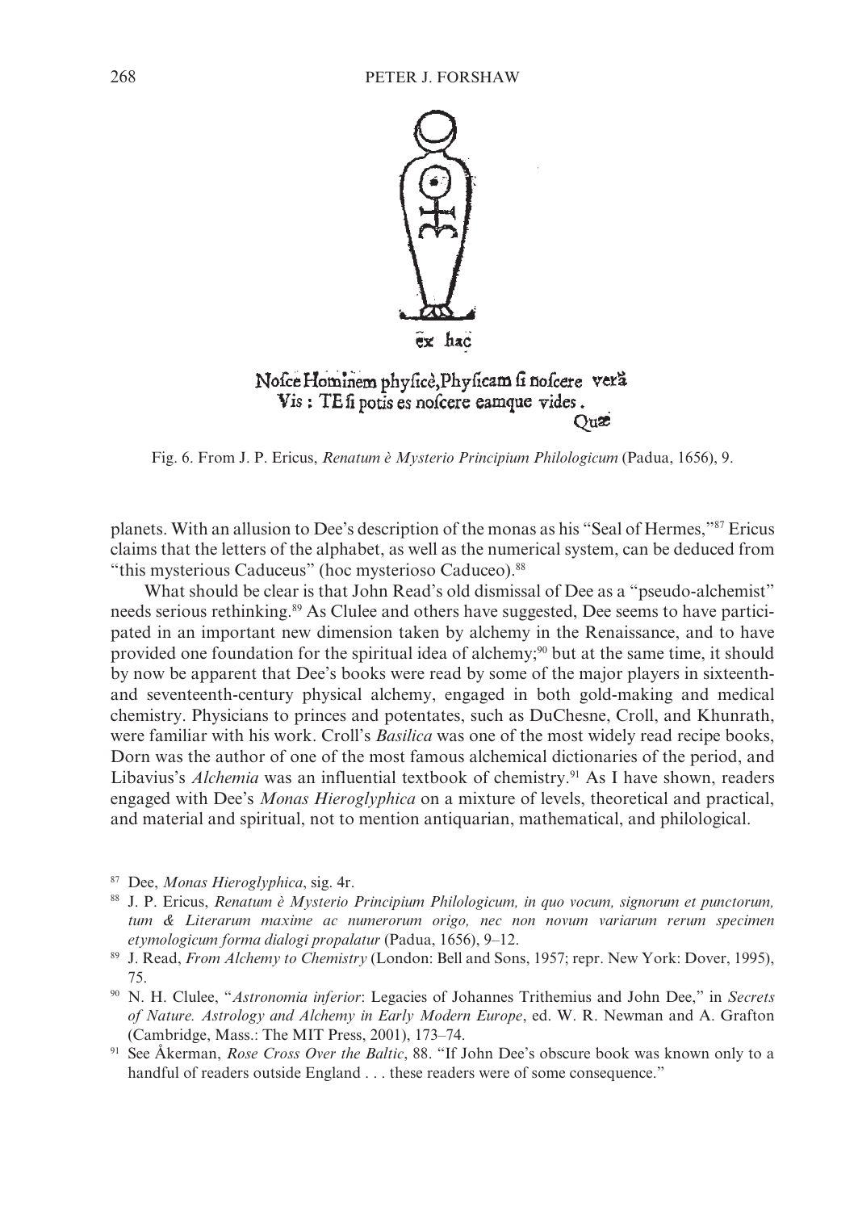Fig. 6. From J. P. Ericus, *Renatum è Mysterio Principium Philologicum* (Padua, 1656), 9.

planets. With an allusion to Dee's description of the monas as his "Seal of Hermes,"[87] Ericus claims that the letters of the alphabet, as well as the numerical system, can be deduced from "this mysterious Caduceus" (hoc mysterioso Caduceo).[88]

What should be clear is that John Read's old dismissal of Dee as a "pseudo-alchemist" needs serious rethinking.[89] As Clulee and others have suggested, Dee seems to have participated in an important new dimension taken by alchemy in the Renaissance, and to have provided one foundation for the spiritual idea of alchemy;[90] but at the same time, it should by now be apparent that Dee's books were read by some of the major players in sixteenth- and seventeenth-century physical alchemy, engaged in both gold-making and medical chemistry. Physicians to princes and potentates, such as DuChesne, Croll, and Khunrath, were familiar with his work. Croll's *Basilica* was one of the most widely read recipe books, Dorn was the author of one of the most famous alchemical dictionaries of the period, and Libavius's *Alchemia* was an influential textbook of chemistry.[91] As I have shown, readers engaged with Dee's *Monas Hieroglyphica* on a mixture of levels, theoretical and practical, and material and spiritual, not to mention antiquarian, mathematical, and philological.

[87] Dee, *Monas Hieroglyphica*, sig. 4r.

[88] J. P. Ericus, *Renatum è Mysterio Principium Philologicum, in quo vocum, signorum et punctorum, tum & Literarum maxime ac numerorum origo, nec non novum variarum rerum specimen etymologicum forma dialogi propalatur* (Padua, 1656), 9–12.

[89] J. Read, *From Alchemy to Chemistry* (London: Bell and Sons, 1957; repr. New York: Dover, 1995), 75.

[90] N. H. Clulee, "*Astronomia inferior*: Legacies of Johannes Trithemius and John Dee," in *Secrets of Nature. Astrology and Alchemy in Early Modern Europe*, ed. W. R. Newman and A. Grafton (Cambridge, Mass.: The MIT Press, 2001), 173–74.

[91] See Åkerman, *Rose Cross Over the Baltic*, 88. "If John Dee's obscure book was known only to a handful of readers outside England . . . these readers were of some consequence."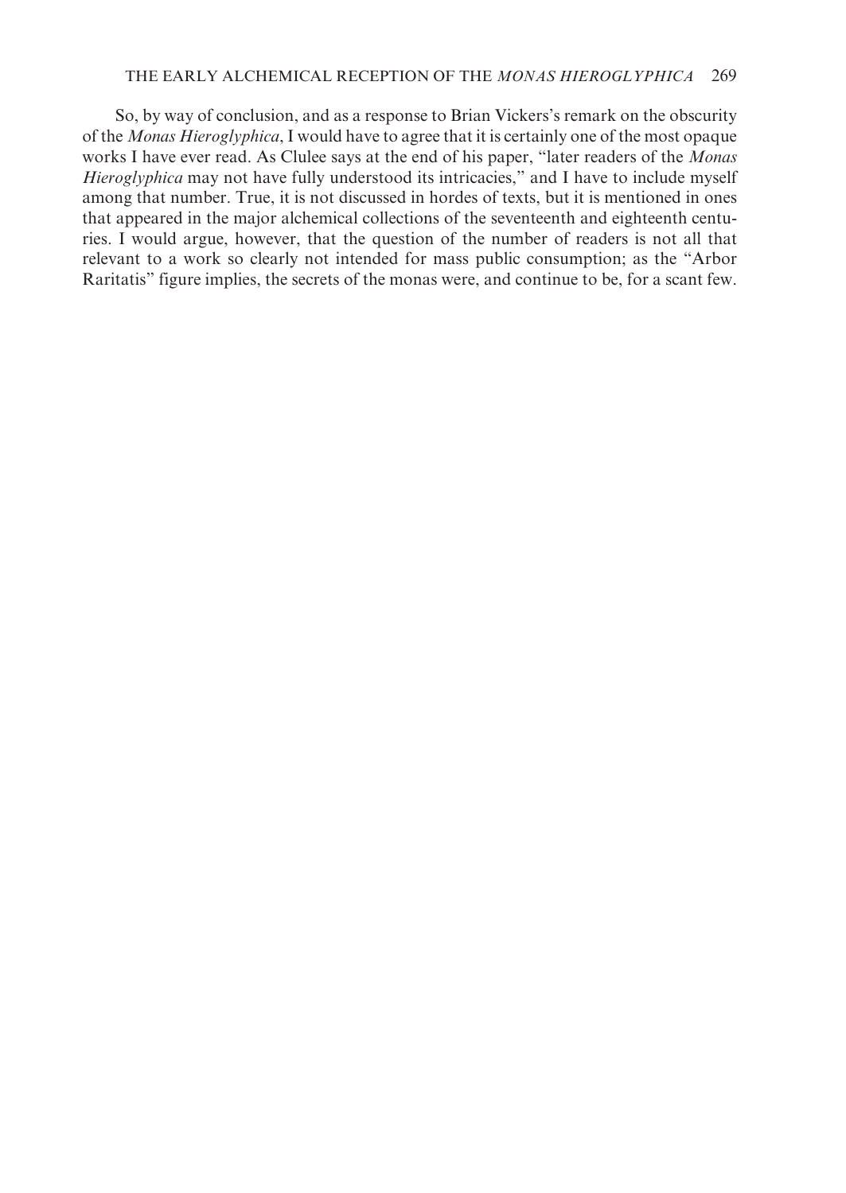So, by way of conclusion, and as a response to Brian Vickers's remark on the obscurity of the *Monas Hieroglyphica*, I would have to agree that it is certainly one of the most opaque works I have ever read. As Clulee says at the end of his paper, "later readers of the *Monas Hieroglyphica* may not have fully understood its intricacies," and I have to include myself among that number. True, it is not discussed in hordes of texts, but it is mentioned in ones that appeared in the major alchemical collections of the seventeenth and eighteenth centuries. I would argue, however, that the question of the number of readers is not all that relevant to a work so clearly not intended for mass public consumption; as the "Arbor Raritatis" figure implies, the secrets of the monas were, and continue to be, for a scant few.